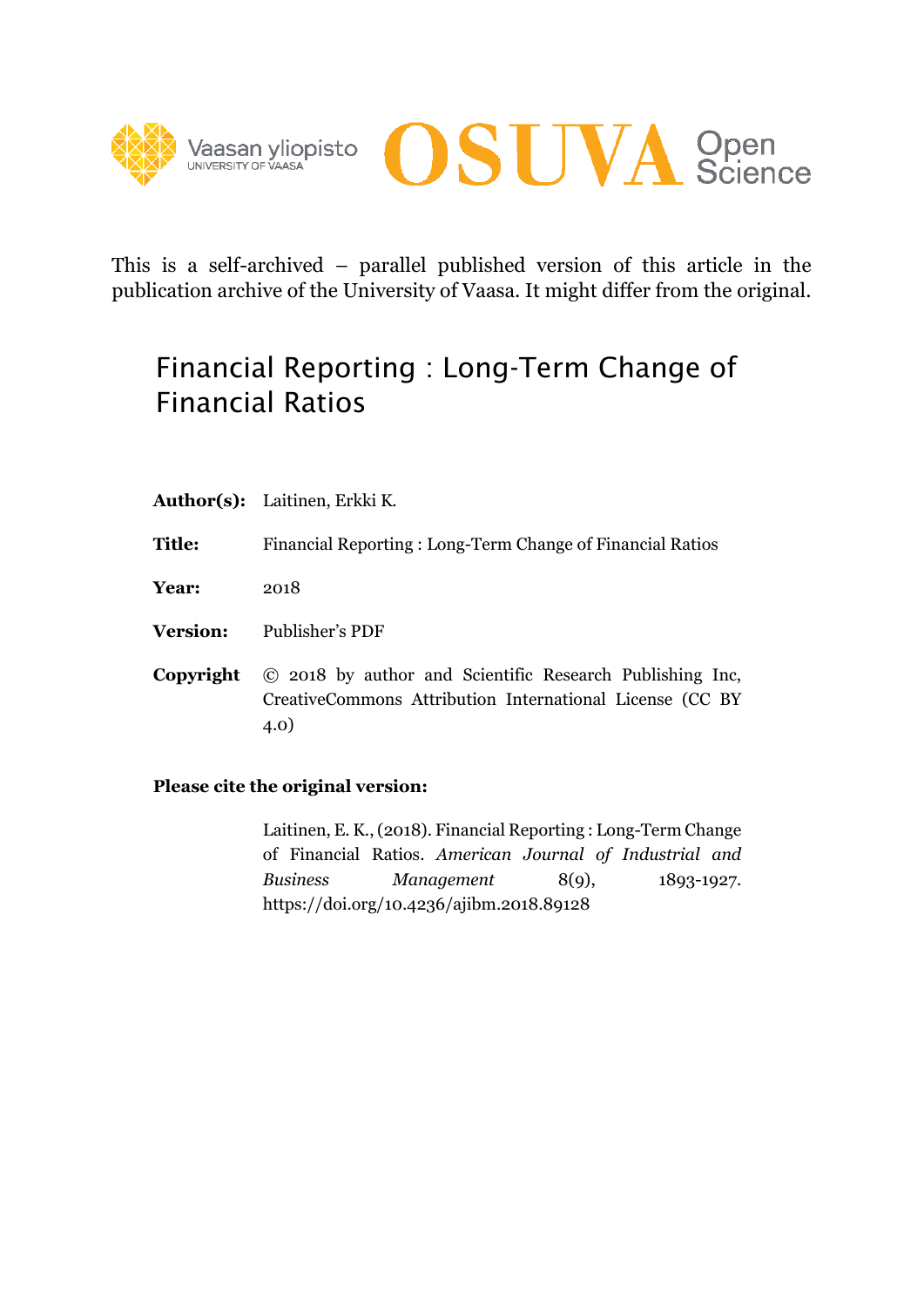This is a self-archived – parallel published version of this article in the publication archive of the University of Vaasa. It might differ from the original.

# Financial Reporting : Long-Term Change of Financial Ratios

**Author(s):** Laitinen, Erkki K.

**Title:** Financial Reporting : Long-Term Change of Financial Ratios

**Year:** 2018

**Version:** Publisher's PDF

**Copyright** © 2018 by author and Scientific Research Publishing Inc, CreativeCommons Attribution International License (CC BY 4.0)

**Please cite the original version:**

Laitinen, E. K., (2018). Financial Reporting : Long-Term Change of Financial Ratios. *American Journal of Industrial and Business Management* 8(9), 1893-1927. https://doi.org/10.4236/ajibm.2018.89128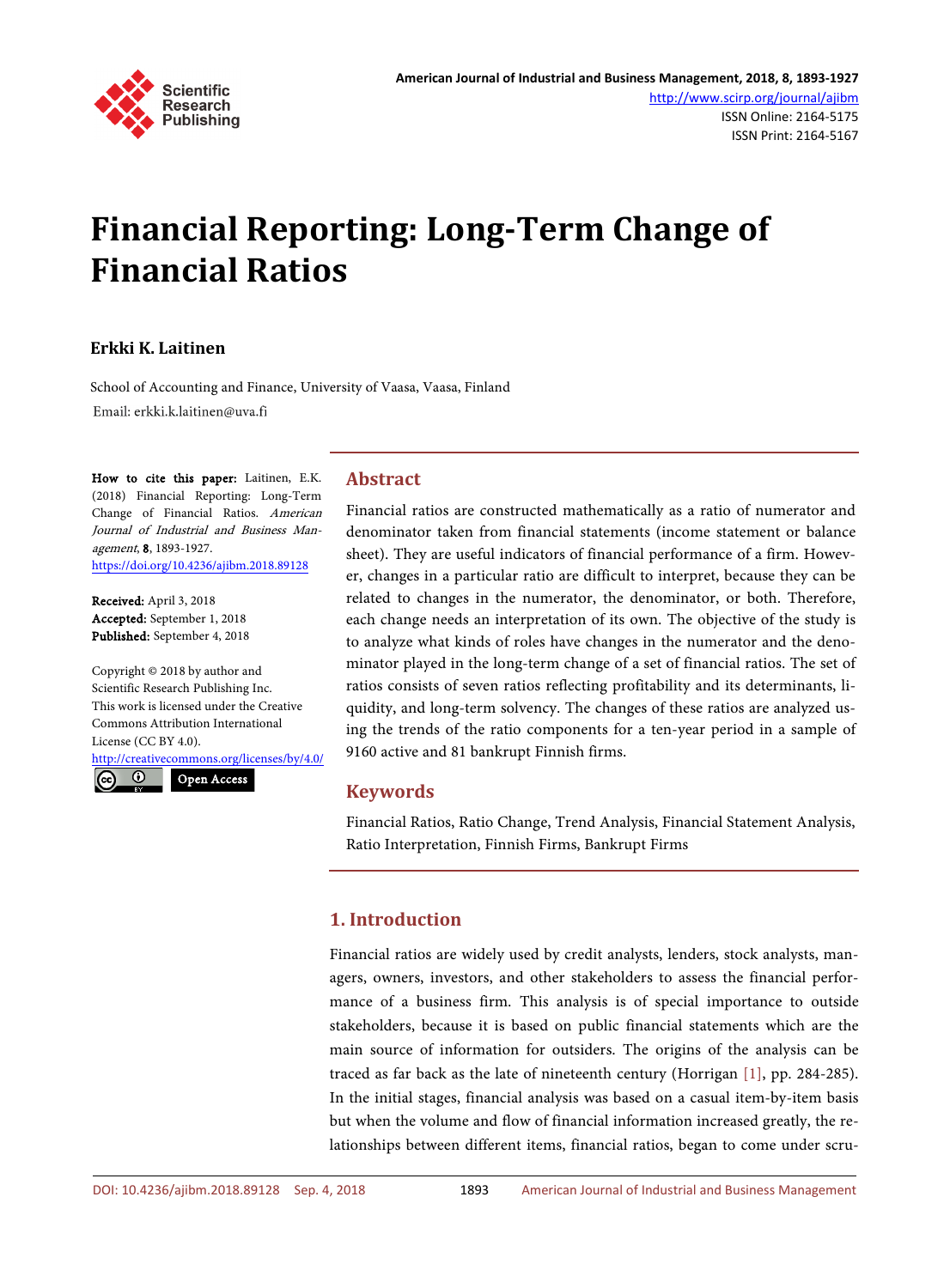# Financial Reporting: Long-Term Change of Financial Ratios

**Erkki K. Laitinen**

School of Accounting and Finance, University of Vaasa, Vaasa, Finland

Email: erkki.k.laitinen@uva.fi

**How to cite this paper:** Laitinen, E.K. (2018) Financial Reporting: Long-Term Change of Financial Ratios. *American Journal of Industrial and Business Management*, **8**, 1893-1927.
https://doi.org/10.4236/ajibm.2018.89128

**Received:** April 3, 2018
**Accepted:** September 1, 2018
**Published:** September 4, 2018

Copyright © 2018 by author and Scientific Research Publishing Inc.
This work is licensed under the Creative Commons Attribution International License (CC BY 4.0).
http://creativecommons.org/licenses/by/4.0/

Open Access

## Abstract

Financial ratios are constructed mathematically as a ratio of numerator and denominator taken from financial statements (income statement or balance sheet). They are useful indicators of financial performance of a firm. However, changes in a particular ratio are difficult to interpret, because they can be related to changes in the numerator, the denominator, or both. Therefore, each change needs an interpretation of its own. The objective of the study is to analyze what kinds of roles have changes in the numerator and the denominator played in the long-term change of a set of financial ratios. The set of ratios consists of seven ratios reflecting profitability and its determinants, liquidity, and long-term solvency. The changes of these ratios are analyzed using the trends of the ratio components for a ten-year period in a sample of 9160 active and 81 bankrupt Finnish firms.

## Keywords

Financial Ratios, Ratio Change, Trend Analysis, Financial Statement Analysis, Ratio Interpretation, Finnish Firms, Bankrupt Firms

## 1. Introduction

Financial ratios are widely used by credit analysts, lenders, stock analysts, managers, owners, investors, and other stakeholders to assess the financial performance of a business firm. This analysis is of special importance to outside stakeholders, because it is based on public financial statements which are the main source of information for outsiders. The origins of the analysis can be traced as far back as the late of nineteenth century (Horrigan [1], pp. 284-285). In the initial stages, financial analysis was based on a casual item-by-item basis but when the volume and flow of financial information increased greatly, the relationships between different items, financial ratios, began to come under scru-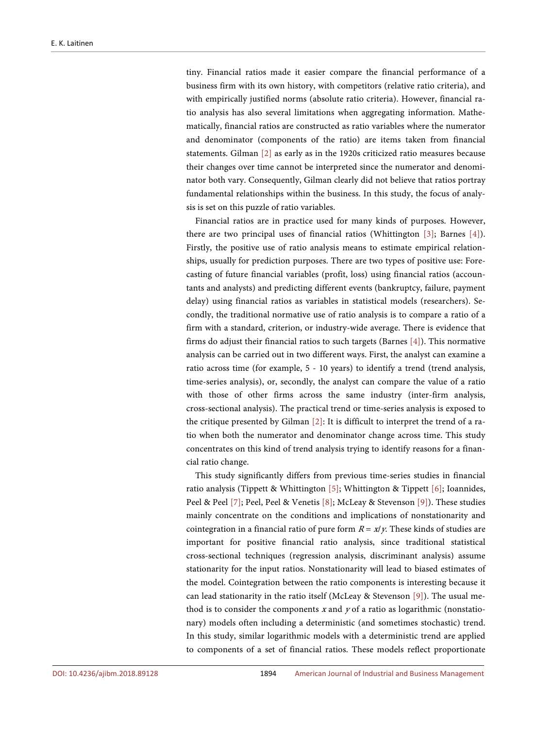tiny. Financial ratios made it easier compare the financial performance of a business firm with its own history, with competitors (relative ratio criteria), and with empirically justified norms (absolute ratio criteria). However, financial ratio analysis has also several limitations when aggregating information. Mathematically, financial ratios are constructed as ratio variables where the numerator and denominator (components of the ratio) are items taken from financial statements. Gilman [2] as early as in the 1920s criticized ratio measures because their changes over time cannot be interpreted since the numerator and denominator both vary. Consequently, Gilman clearly did not believe that ratios portray fundamental relationships within the business. In this study, the focus of analysis is set on this puzzle of ratio variables.

Financial ratios are in practice used for many kinds of purposes. However, there are two principal uses of financial ratios (Whittington [3]; Barnes [4]). Firstly, the positive use of ratio analysis means to estimate empirical relationships, usually for prediction purposes. There are two types of positive use: Forecasting of future financial variables (profit, loss) using financial ratios (accountants and analysts) and predicting different events (bankruptcy, failure, payment delay) using financial ratios as variables in statistical models (researchers). Secondly, the traditional normative use of ratio analysis is to compare a ratio of a firm with a standard, criterion, or industry-wide average. There is evidence that firms do adjust their financial ratios to such targets (Barnes [4]). This normative analysis can be carried out in two different ways. First, the analyst can examine a ratio across time (for example, 5 - 10 years) to identify a trend (trend analysis, time-series analysis), or, secondly, the analyst can compare the value of a ratio with those of other firms across the same industry (inter-firm analysis, cross-sectional analysis). The practical trend or time-series analysis is exposed to the critique presented by Gilman [2]: It is difficult to interpret the trend of a ratio when both the numerator and denominator change across time. This study concentrates on this kind of trend analysis trying to identify reasons for a financial ratio change.

This study significantly differs from previous time-series studies in financial ratio analysis (Tippett & Whittington [5]; Whittington & Tippett [6]; Ioannides, Peel & Peel [7]; Peel, Peel & Venetis [8]; McLeay & Stevenson [9]). These studies mainly concentrate on the conditions and implications of nonstationarity and cointegration in a financial ratio of pure form $R = x/y$. These kinds of studies are important for positive financial ratio analysis, since traditional statistical cross-sectional techniques (regression analysis, discriminant analysis) assume stationarity for the input ratios. Nonstationarity will lead to biased estimates of the model. Cointegration between the ratio components is interesting because it can lead stationarity in the ratio itself (McLeay & Stevenson [9]). The usual method is to consider the components $x$ and $y$ of a ratio as logarithmic (nonstationary) models often including a deterministic (and sometimes stochastic) trend. In this study, similar logarithmic models with a deterministic trend are applied to components of a set of financial ratios. These models reflect proportionate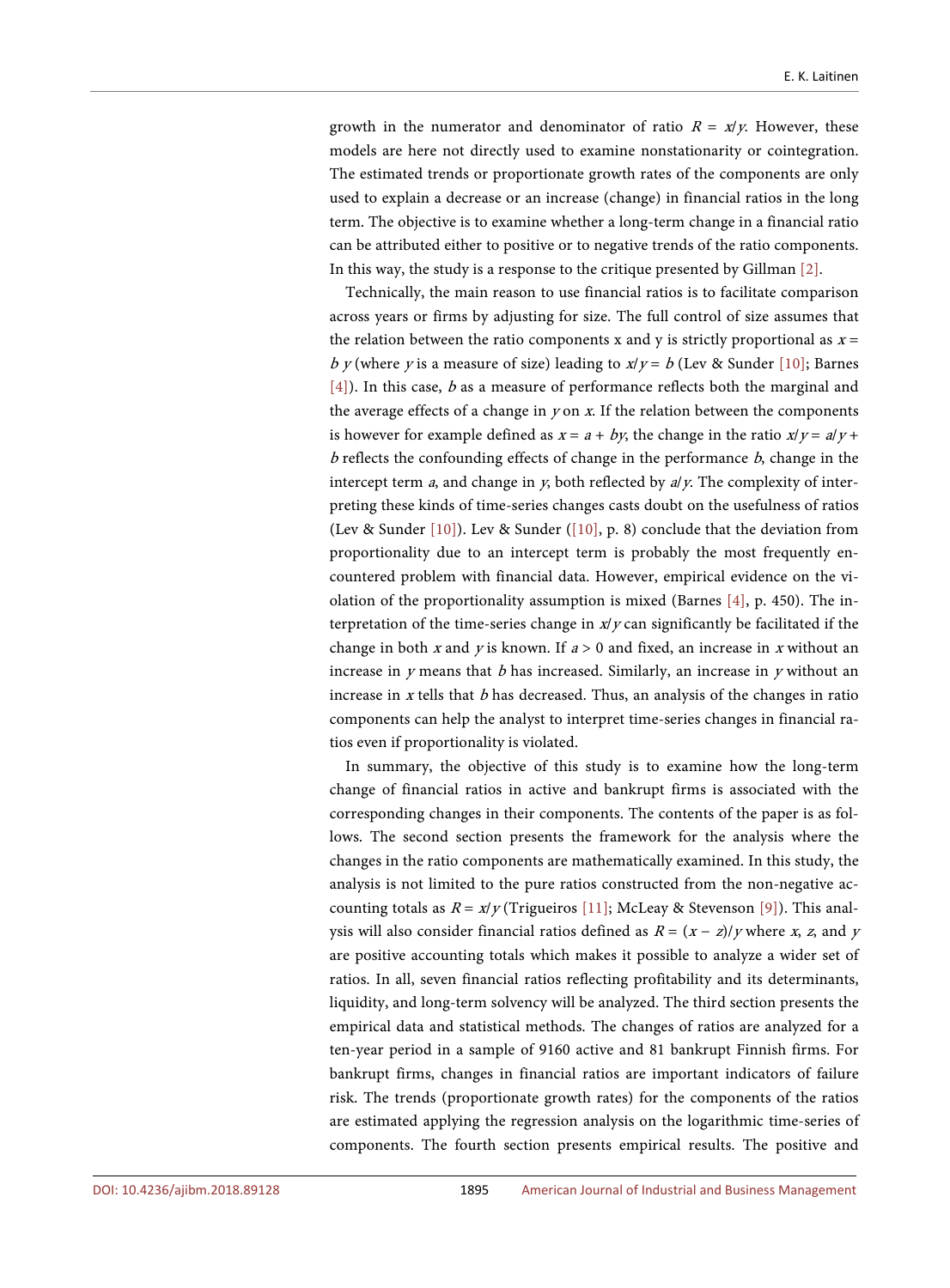growth in the numerator and denominator of ratio $R = x/y$. However, these models are here not directly used to examine nonstationarity or cointegration. The estimated trends or proportionate growth rates of the components are only used to explain a decrease or an increase (change) in financial ratios in the long term. The objective is to examine whether a long-term change in a financial ratio can be attributed either to positive or to negative trends of the ratio components. In this way, the study is a response to the critique presented by Gillman [2].

Technically, the main reason to use financial ratios is to facilitate comparison across years or firms by adjusting for size. The full control of size assumes that the relation between the ratio components x and y is strictly proportional as $x = b\ y$ (where $y$ is a measure of size) leading to $x/y = b$ (Lev & Sunder [10]; Barnes [4]). In this case, $b$ as a measure of performance reflects both the marginal and the average effects of a change in $y$ on $x$. If the relation between the components is however for example defined as $x = a + by$, the change in the ratio $x/y = a/y + b$ reflects the confounding effects of change in the performance $b$, change in the intercept term $a$, and change in $y$, both reflected by $a/y$. The complexity of interpreting these kinds of time-series changes casts doubt on the usefulness of ratios (Lev & Sunder [10]). Lev & Sunder ([10], p. 8) conclude that the deviation from proportionality due to an intercept term is probably the most frequently encountered problem with financial data. However, empirical evidence on the violation of the proportionality assumption is mixed (Barnes [4], p. 450). The interpretation of the time-series change in $x/y$ can significantly be facilitated if the change in both $x$ and $y$ is known. If $a > 0$ and fixed, an increase in $x$ without an increase in $y$ means that $b$ has increased. Similarly, an increase in $y$ without an increase in $x$ tells that $b$ has decreased. Thus, an analysis of the changes in ratio components can help the analyst to interpret time-series changes in financial ratios even if proportionality is violated.

In summary, the objective of this study is to examine how the long-term change of financial ratios in active and bankrupt firms is associated with the corresponding changes in their components. The contents of the paper is as follows. The second section presents the framework for the analysis where the changes in the ratio components are mathematically examined. In this study, the analysis is not limited to the pure ratios constructed from the non-negative accounting totals as $R = x/y$ (Trigueiros [11]; McLeay & Stevenson [9]). This analysis will also consider financial ratios defined as $R = (x - z)/y$ where $x$, $z$, and $y$ are positive accounting totals which makes it possible to analyze a wider set of ratios. In all, seven financial ratios reflecting profitability and its determinants, liquidity, and long-term solvency will be analyzed. The third section presents the empirical data and statistical methods. The changes of ratios are analyzed for a ten-year period in a sample of 9160 active and 81 bankrupt Finnish firms. For bankrupt firms, changes in financial ratios are important indicators of failure risk. The trends (proportionate growth rates) for the components of the ratios are estimated applying the regression analysis on the logarithmic time-series of components. The fourth section presents empirical results. The positive and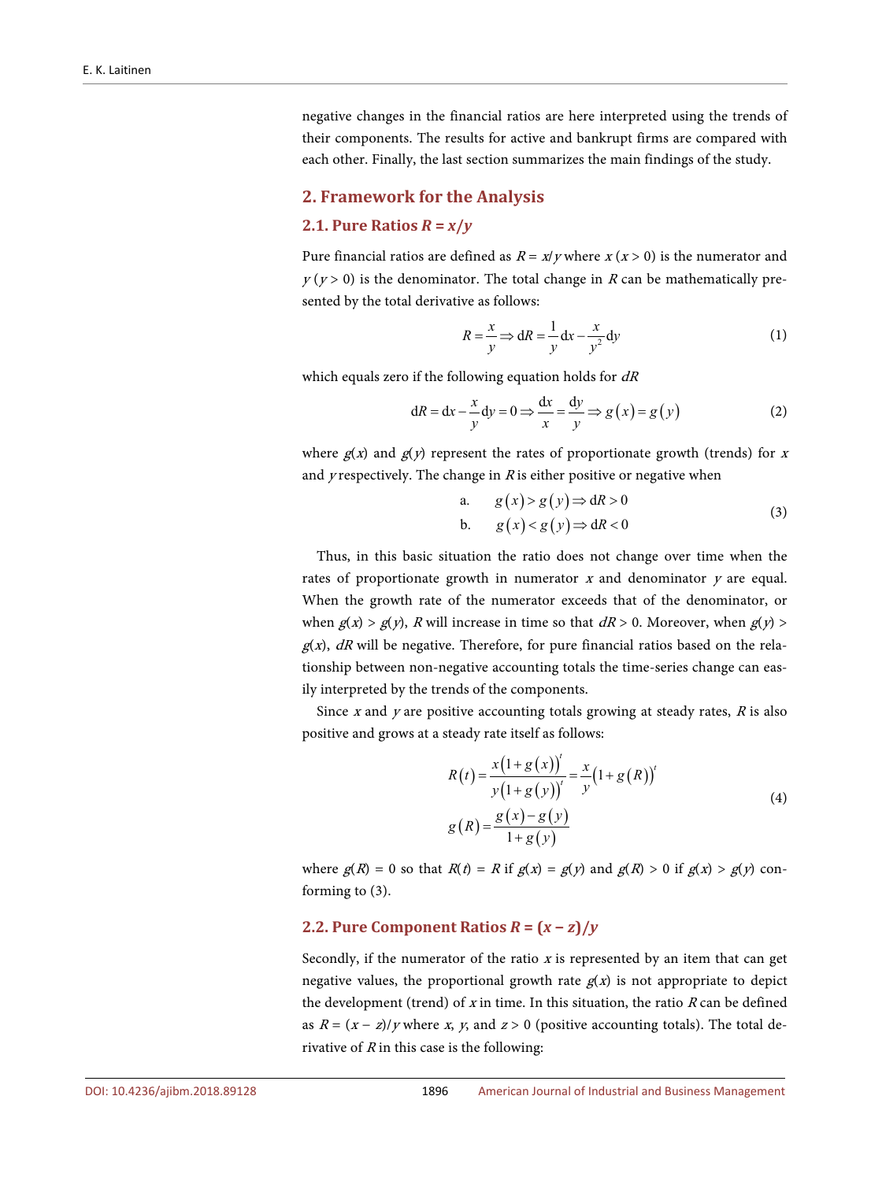negative changes in the financial ratios are here interpreted using the trends of their components. The results for active and bankrupt firms are compared with each other. Finally, the last section summarizes the main findings of the study.

## 2. Framework for the Analysis

### 2.1. Pure Ratios $R = x/y$

Pure financial ratios are defined as $R = x/y$ where $x$ ($x > 0$) is the numerator and $y$ ($y > 0$) is the denominator. The total change in $R$ can be mathematically presented by the total derivative as follows:

$$R = \frac{x}{y} \Rightarrow \mathrm{d}R = \frac{1}{y}\mathrm{d}x - \frac{x}{y^2}\mathrm{d}y \tag{1}$$

which equals zero if the following equation holds for $dR$

$$\mathrm{d}R = \mathrm{d}x - \frac{x}{y}\mathrm{d}y = 0 \Rightarrow \frac{\mathrm{d}x}{x} = \frac{\mathrm{d}y}{y} \Rightarrow g(x) = g(y) \tag{2}$$

where $g(x)$ and $g(y)$ represent the rates of proportionate growth (trends) for $x$ and $y$ respectively. The change in $R$ is either positive or negative when

$$\begin{aligned} &\text{a.} \quad g(x) > g(y) \Rightarrow \mathrm{d}R > 0 \\ &\text{b.} \quad g(x) < g(y) \Rightarrow \mathrm{d}R < 0 \end{aligned} \tag{3}$$

Thus, in this basic situation the ratio does not change over time when the rates of proportionate growth in numerator $x$ and denominator $y$ are equal. When the growth rate of the numerator exceeds that of the denominator, or when $g(x) > g(y)$, $R$ will increase in time so that $dR > 0$. Moreover, when $g(y) > g(x)$, $dR$ will be negative. Therefore, for pure financial ratios based on the relationship between non-negative accounting totals the time-series change can easily interpreted by the trends of the components.

Since $x$ and $y$ are positive accounting totals growing at steady rates, $R$ is also positive and grows at a steady rate itself as follows:

$$\begin{aligned} R(t) &= \frac{x(1+g(x))^t}{y(1+g(y))^t} = \frac{x}{y}(1+g(R))^t \\ g(R) &= \frac{g(x)-g(y)}{1+g(y)} \end{aligned} \tag{4}$$

where $g(R) = 0$ so that $R(t) = R$ if $g(x) = g(y)$ and $g(R) > 0$ if $g(x) > g(y)$ conforming to (3).

### 2.2. Pure Component Ratios $R = (x - z)/y$

Secondly, if the numerator of the ratio $x$ is represented by an item that can get negative values, the proportional growth rate $g(x)$ is not appropriate to depict the development (trend) of $x$ in time. In this situation, the ratio $R$ can be defined as $R = (x - z)/y$ where $x$, $y$, and $z > 0$ (positive accounting totals). The total derivative of $R$ in this case is the following: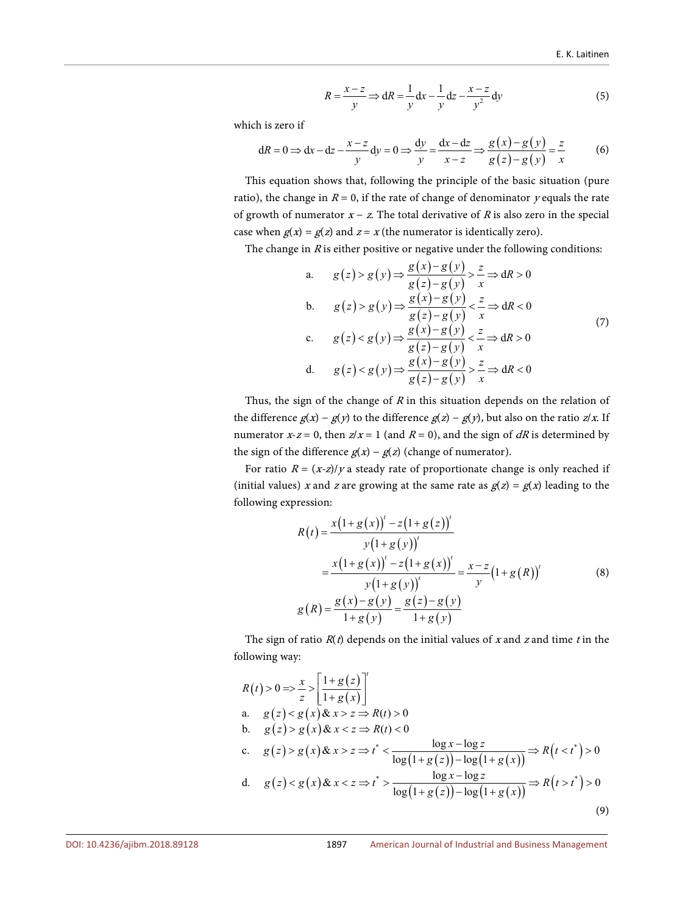$$R = \frac{x-z}{y} \Rightarrow \mathrm{d}R = \frac{1}{y}\mathrm{d}x - \frac{1}{y}\mathrm{d}z - \frac{x-z}{y^2}\mathrm{d}y \tag{5}$$

which is zero if

$$\mathrm{d}R = 0 \Rightarrow \mathrm{d}x - \mathrm{d}z - \frac{x-z}{y}\mathrm{d}y = 0 \Rightarrow \frac{\mathrm{d}y}{y} = \frac{\mathrm{d}x - \mathrm{d}z}{x-z} \Rightarrow \frac{g(x)-g(y)}{g(z)-g(y)} = \frac{z}{x} \tag{6}$$

This equation shows that, following the principle of the basic situation (pure ratio), the change in $R = 0$, if the rate of change of denominator $y$ equals the rate of growth of numerator $x - z$. The total derivative of $R$ is also zero in the special case when $g(x) = g(z)$ and $z = x$ (the numerator is identically zero).

The change in $R$ is either positive or negative under the following conditions:

$$\begin{aligned}
&\text{a.} \quad g(z) > g(y) \Rightarrow \frac{g(x)-g(y)}{g(z)-g(y)} > \frac{z}{x} \Rightarrow \mathrm{d}R > 0 \\
&\text{b.} \quad g(z) > g(y) \Rightarrow \frac{g(x)-g(y)}{g(z)-g(y)} < \frac{z}{x} \Rightarrow \mathrm{d}R < 0 \\
&\text{c.} \quad g(z) < g(y) \Rightarrow \frac{g(x)-g(y)}{g(z)-g(y)} < \frac{z}{x} \Rightarrow \mathrm{d}R > 0 \\
&\text{d.} \quad g(z) < g(y) \Rightarrow \frac{g(x)-g(y)}{g(z)-g(y)} > \frac{z}{x} \Rightarrow \mathrm{d}R < 0
\end{aligned} \tag{7}$$

Thus, the sign of the change of $R$ in this situation depends on the relation of the difference $g(x) - g(y)$ to the difference $g(z) - g(y)$, but also on the ratio $z/x$. If numerator $x-z = 0$, then $z/x = 1$ (and $R = 0$), and the sign of $dR$ is determined by the sign of the difference $g(x) - g(z)$ (change of numerator).

For ratio $R = (x-z)/y$ a steady rate of proportionate change is only reached if (initial values) $x$ and $z$ are growing at the same rate as $g(z) = g(x)$ leading to the following expression:

$$\begin{aligned}
R(t) &= \frac{x(1+g(x))^t - z(1+g(z))^t}{y(1+g(y))^t} \\
&= \frac{x(1+g(x))^t - z(1+g(x))^t}{y(1+g(y))^t} = \frac{x-z}{y}(1+g(R))^t \\
g(R) &= \frac{g(x)-g(y)}{1+g(y)} = \frac{g(z)-g(y)}{1+g(y)}
\end{aligned} \tag{8}$$

The sign of ratio $R(t)$ depends on the initial values of $x$ and $z$ and time $t$ in the following way:

$$\begin{aligned}
&R(t) > 0 \Rightarrow \frac{x}{z} > \left[\frac{1+g(z)}{1+g(x)}\right]^t \\
&\text{a.} \quad g(z) < g(x) \,\&\, x > z \Rightarrow R(t) > 0 \\
&\text{b.} \quad g(z) > g(x) \,\&\, x < z \Rightarrow R(t) < 0 \\
&\text{c.} \quad g(z) > g(x) \,\&\, x > z \Rightarrow t^* < \frac{\log x - \log z}{\log(1+g(z)) - \log(1+g(x))} \Rightarrow R(t < t^*) > 0 \\
&\text{d.} \quad g(z) < g(x) \,\&\, x < z \Rightarrow t^* > \frac{\log x - \log z}{\log(1+g(z)) - \log(1+g(x))} \Rightarrow R(t > t^*) > 0
\end{aligned} \tag{9}$$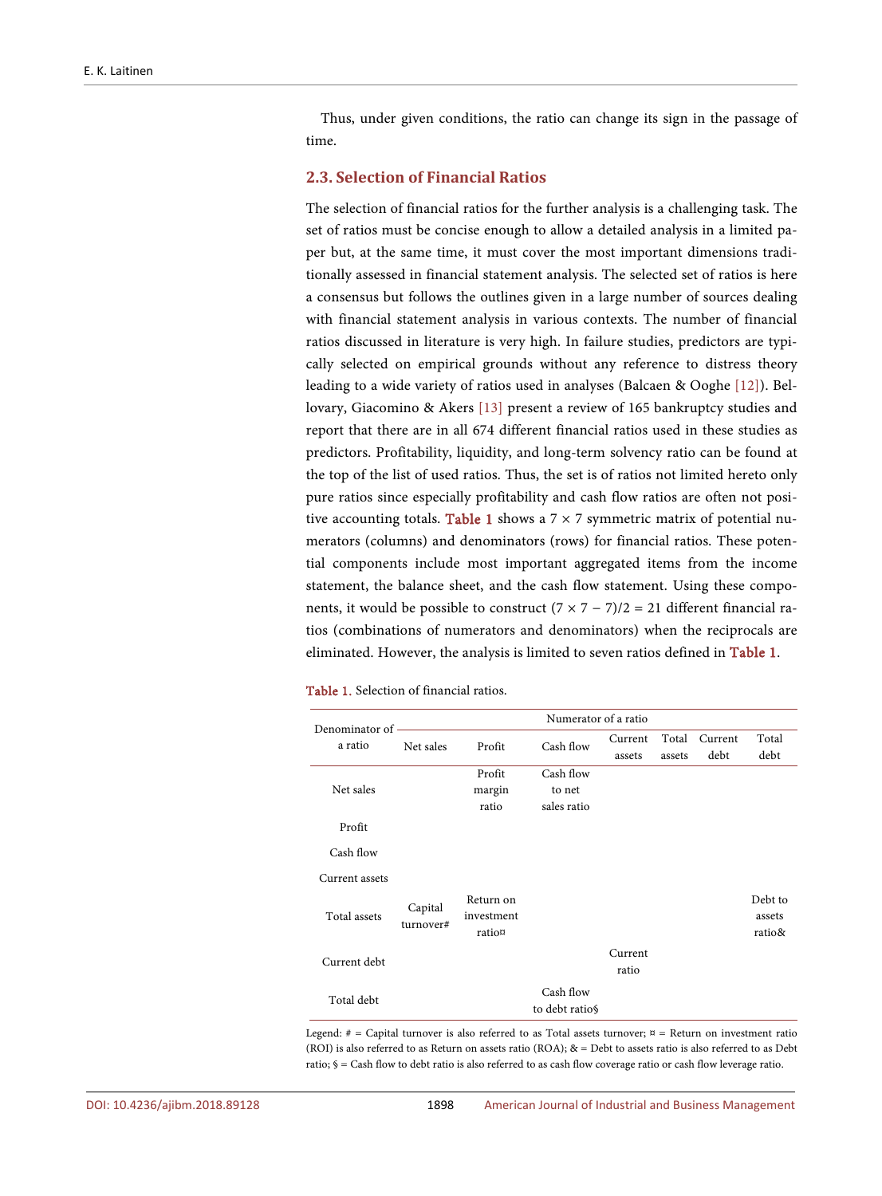Thus, under given conditions, the ratio can change its sign in the passage of time.

### 2.3. Selection of Financial Ratios

The selection of financial ratios for the further analysis is a challenging task. The set of ratios must be concise enough to allow a detailed analysis in a limited paper but, at the same time, it must cover the most important dimensions traditionally assessed in financial statement analysis. The selected set of ratios is here a consensus but follows the outlines given in a large number of sources dealing with financial statement analysis in various contexts. The number of financial ratios discussed in literature is very high. In failure studies, predictors are typically selected on empirical grounds without any reference to distress theory leading to a wide variety of ratios used in analyses (Balcaen & Ooghe [12]). Bellovary, Giacomino & Akers [13] present a review of 165 bankruptcy studies and report that there are in all 674 different financial ratios used in these studies as predictors. Profitability, liquidity, and long-term solvency ratio can be found at the top of the list of used ratios. Thus, the set is of ratios not limited hereto only pure ratios since especially profitability and cash flow ratios are often not positive accounting totals. Table 1 shows a 7 × 7 symmetric matrix of potential numerators (columns) and denominators (rows) for financial ratios. These potential components include most important aggregated items from the income statement, the balance sheet, and the cash flow statement. Using these components, it would be possible to construct $(7 \times 7 - 7)/2 = 21$ different financial ratios (combinations of numerators and denominators) when the reciprocals are eliminated. However, the analysis is limited to seven ratios defined in Table 1.

Table 1. Selection of financial ratios.

| Denominator of a ratio | Numerator of a ratio | | | | | | |
|---|---|---|---|---|---|---|---|
| | Net sales | Profit | Cash flow | Current assets | Total assets | Current debt | Total debt |
| Net sales | | Profit margin ratio | Cash flow to net sales ratio | | | | |
| Profit | | | | | | | |
| Cash flow | | | | | | | |
| Current assets | | | | | | | |
| Total assets | Capital turnover# | Return on investment ratio¤ | | | | | Debt to assets ratio& |
| Current debt | | | | Current ratio | | | |
| Total debt | | | Cash flow to debt ratio§ | | | | |

Legend: # = Capital turnover is also referred to as Total assets turnover; ¤ = Return on investment ratio (ROI) is also referred to as Return on assets ratio (ROA); & = Debt to assets ratio is also referred to as Debt ratio; § = Cash flow to debt ratio is also referred to as cash flow coverage ratio or cash flow leverage ratio.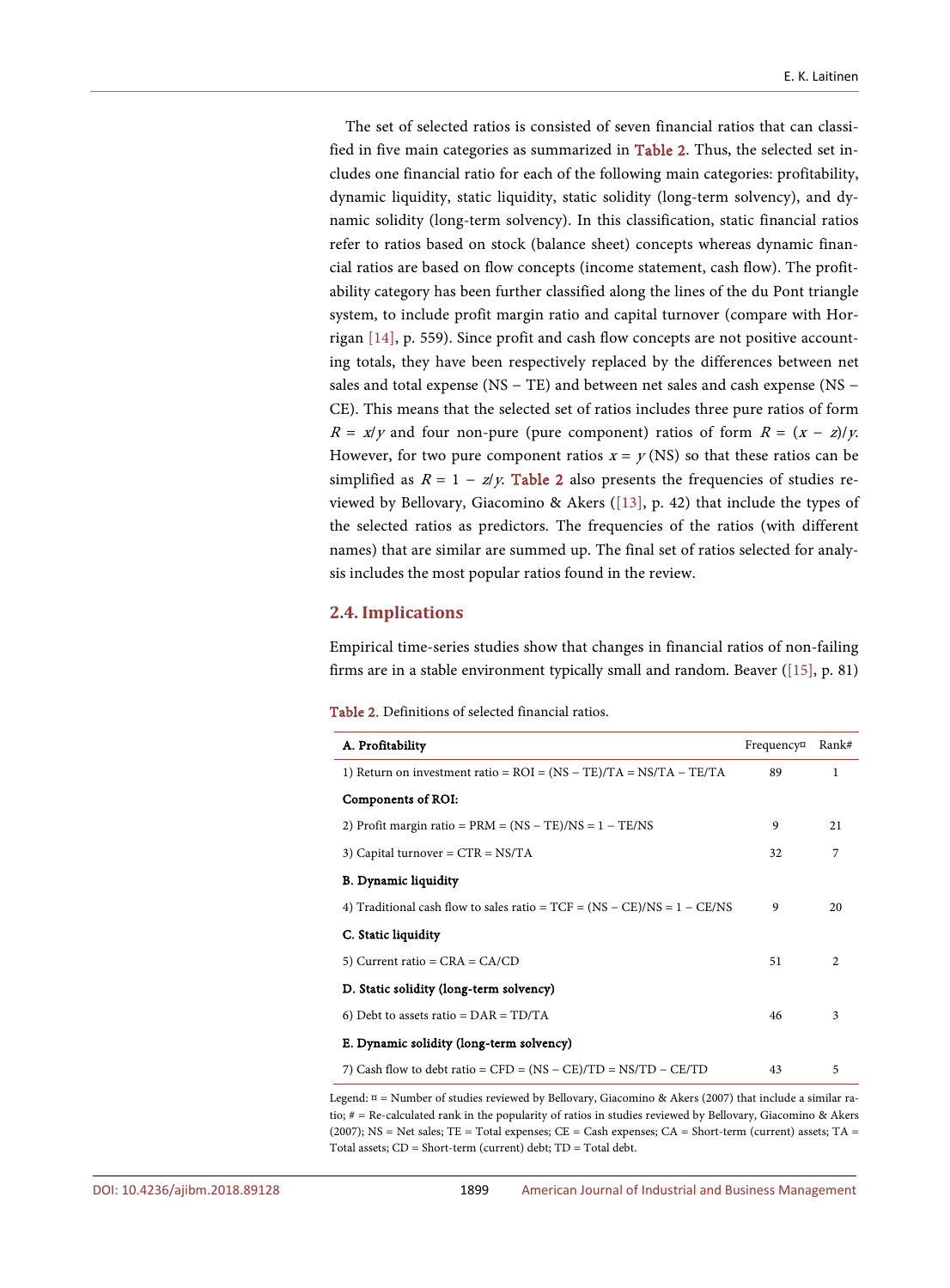The set of selected ratios is consisted of seven financial ratios that can classified in five main categories as summarized in Table 2. Thus, the selected set includes one financial ratio for each of the following main categories: profitability, dynamic liquidity, static liquidity, static solidity (long-term solvency), and dynamic solidity (long-term solvency). In this classification, static financial ratios refer to ratios based on stock (balance sheet) concepts whereas dynamic financial ratios are based on flow concepts (income statement, cash flow). The profitability category has been further classified along the lines of the du Pont triangle system, to include profit margin ratio and capital turnover (compare with Horrigan [14], p. 559). Since profit and cash flow concepts are not positive accounting totals, they have been respectively replaced by the differences between net sales and total expense (NS − TE) and between net sales and cash expense (NS − CE). This means that the selected set of ratios includes three pure ratios of form $R = x/y$ and four non-pure (pure component) ratios of form $R = (x - z)/y$. However, for two pure component ratios $x = y$ (NS) so that these ratios can be simplified as $R = 1 - z/y$. Table 2 also presents the frequencies of studies reviewed by Bellovary, Giacomino & Akers ([13], p. 42) that include the types of the selected ratios as predictors. The frequencies of the ratios (with different names) that are similar are summed up. The final set of ratios selected for analysis includes the most popular ratios found in the review.

## 2.4. Implications

Empirical time-series studies show that changes in financial ratios of non-failing firms are in a stable environment typically small and random. Beaver ([15], p. 81)

Table 2. Definitions of selected financial ratios.

| **A. Profitability** | Frequency¤ | Rank# |
|---|---|---|
| 1) Return on investment ratio = ROI = (NS − TE)/TA = NS/TA − TE/TA | 89 | 1 |
| **Components of ROI:** | | |
| 2) Profit margin ratio = PRM = (NS − TE)/NS = 1 − TE/NS | 9 | 21 |
| 3) Capital turnover = CTR = NS/TA | 32 | 7 |
| **B. Dynamic liquidity** | | |
| 4) Traditional cash flow to sales ratio = TCF = (NS − CE)/NS = 1 − CE/NS | 9 | 20 |
| **C. Static liquidity** | | |
| 5) Current ratio = CRA = CA/CD | 51 | 2 |
| **D. Static solidity (long-term solvency)** | | |
| 6) Debt to assets ratio = DAR = TD/TA | 46 | 3 |
| **E. Dynamic solidity (long-term solvency)** | | |
| 7) Cash flow to debt ratio = CFD = (NS − CE)/TD = NS/TD − CE/TD | 43 | 5 |

Legend: ¤ = Number of studies reviewed by Bellovary, Giacomino & Akers (2007) that include a similar ratio; # = Re-calculated rank in the popularity of ratios in studies reviewed by Bellovary, Giacomino & Akers (2007); NS = Net sales; TE = Total expenses; CE = Cash expenses; CA = Short-term (current) assets; TA = Total assets; CD = Short-term (current) debt; TD = Total debt.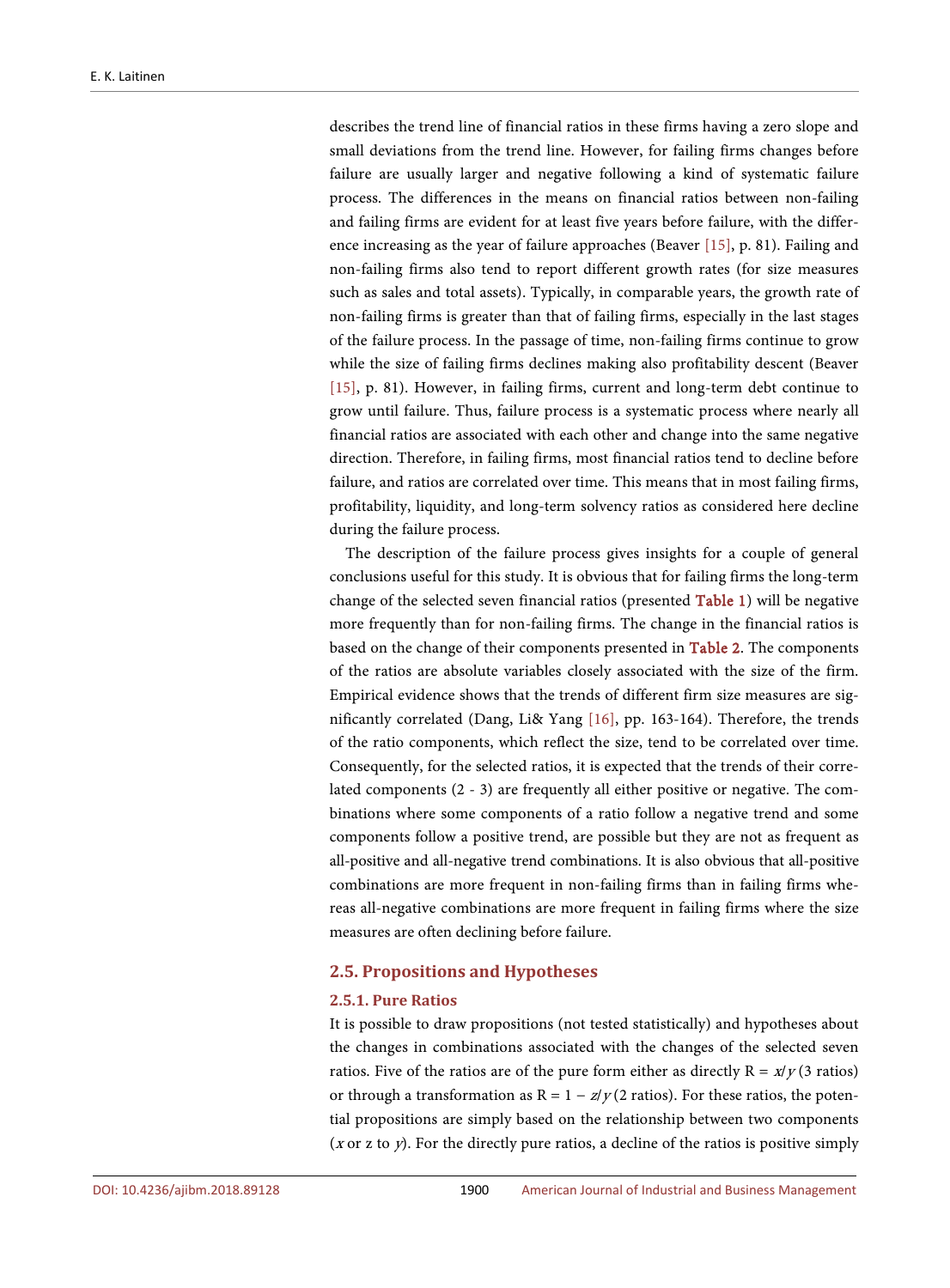describes the trend line of financial ratios in these firms having a zero slope and small deviations from the trend line. However, for failing firms changes before failure are usually larger and negative following a kind of systematic failure process. The differences in the means on financial ratios between non-failing and failing firms are evident for at least five years before failure, with the difference increasing as the year of failure approaches (Beaver [15], p. 81). Failing and non-failing firms also tend to report different growth rates (for size measures such as sales and total assets). Typically, in comparable years, the growth rate of non-failing firms is greater than that of failing firms, especially in the last stages of the failure process. In the passage of time, non-failing firms continue to grow while the size of failing firms declines making also profitability descent (Beaver [15], p. 81). However, in failing firms, current and long-term debt continue to grow until failure. Thus, failure process is a systematic process where nearly all financial ratios are associated with each other and change into the same negative direction. Therefore, in failing firms, most financial ratios tend to decline before failure, and ratios are correlated over time. This means that in most failing firms, profitability, liquidity, and long-term solvency ratios as considered here decline during the failure process.

The description of the failure process gives insights for a couple of general conclusions useful for this study. It is obvious that for failing firms the long-term change of the selected seven financial ratios (presented **Table 1**) will be negative more frequently than for non-failing firms. The change in the financial ratios is based on the change of their components presented in **Table 2**. The components of the ratios are absolute variables closely associated with the size of the firm. Empirical evidence shows that the trends of different firm size measures are significantly correlated (Dang, Li& Yang [16], pp. 163-164). Therefore, the trends of the ratio components, which reflect the size, tend to be correlated over time. Consequently, for the selected ratios, it is expected that the trends of their correlated components (2 - 3) are frequently all either positive or negative. The combinations where some components of a ratio follow a negative trend and some components follow a positive trend, are possible but they are not as frequent as all-positive and all-negative trend combinations. It is also obvious that all-positive combinations are more frequent in non-failing firms than in failing firms whereas all-negative combinations are more frequent in failing firms where the size measures are often declining before failure.

## 2.5. Propositions and Hypotheses

### 2.5.1. Pure Ratios

It is possible to draw propositions (not tested statistically) and hypotheses about the changes in combinations associated with the changes of the selected seven ratios. Five of the ratios are of the pure form either as directly $R = x/y$ (3 ratios) or through a transformation as $R = 1 - z/y$ (2 ratios). For these ratios, the potential propositions are simply based on the relationship between two components ($x$ or $z$ to $y$). For the directly pure ratios, a decline of the ratios is positive simply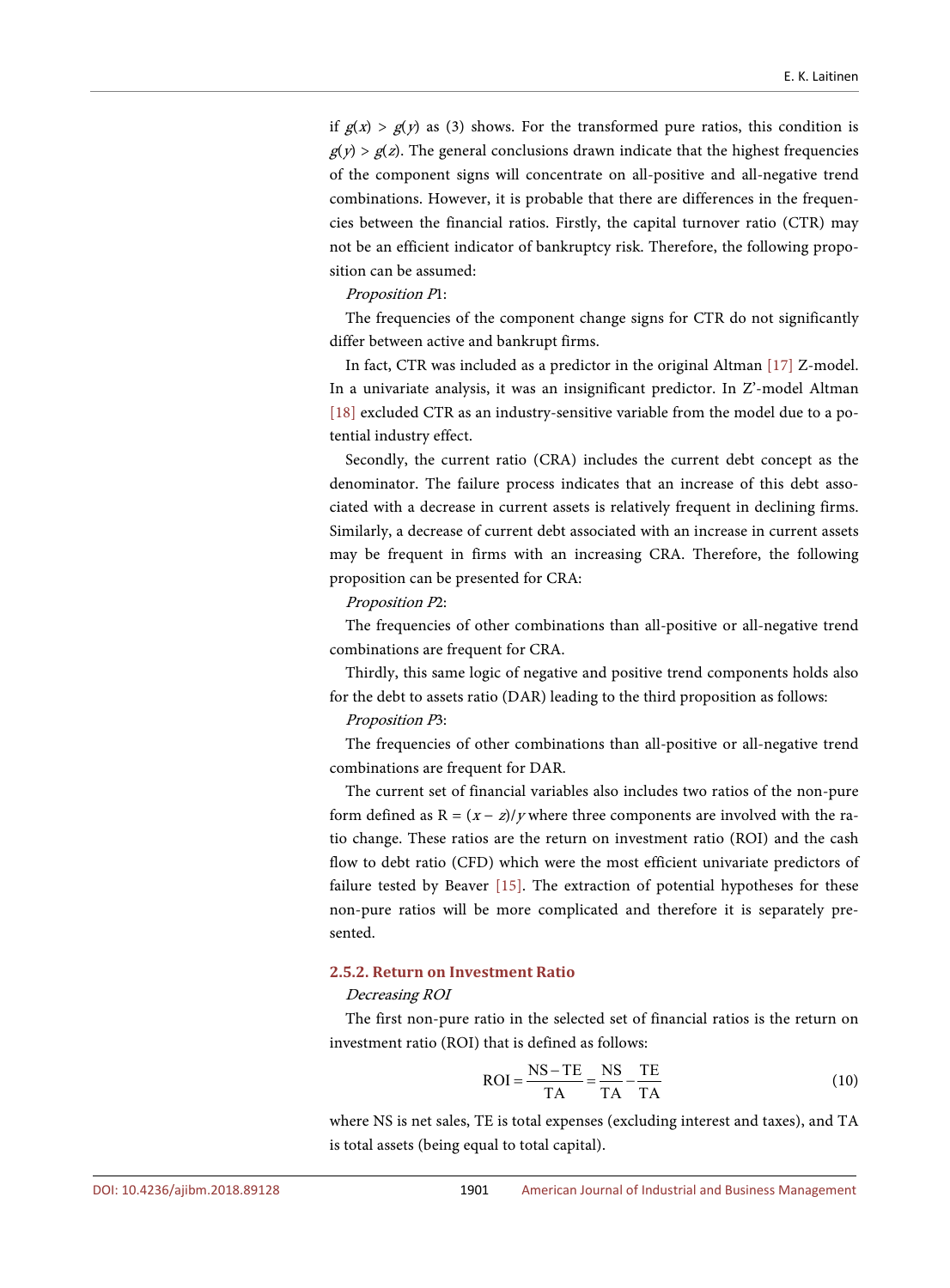if $g(x) > g(y)$ as (3) shows. For the transformed pure ratios, this condition is $g(y) > g(z)$. The general conclusions drawn indicate that the highest frequencies of the component signs will concentrate on all-positive and all-negative trend combinations. However, it is probable that there are differences in the frequencies between the financial ratios. Firstly, the capital turnover ratio (CTR) may not be an efficient indicator of bankruptcy risk. Therefore, the following proposition can be assumed:

*Proposition P1*:

The frequencies of the component change signs for CTR do not significantly differ between active and bankrupt firms.

In fact, CTR was included as a predictor in the original Altman [17] Z-model. In a univariate analysis, it was an insignificant predictor. In Z'-model Altman [18] excluded CTR as an industry-sensitive variable from the model due to a potential industry effect.

Secondly, the current ratio (CRA) includes the current debt concept as the denominator. The failure process indicates that an increase of this debt associated with a decrease in current assets is relatively frequent in declining firms. Similarly, a decrease of current debt associated with an increase in current assets may be frequent in firms with an increasing CRA. Therefore, the following proposition can be presented for CRA:

*Proposition P2*:

The frequencies of other combinations than all-positive or all-negative trend combinations are frequent for CRA.

Thirdly, this same logic of negative and positive trend components holds also for the debt to assets ratio (DAR) leading to the third proposition as follows:

*Proposition P3*:

The frequencies of other combinations than all-positive or all-negative trend combinations are frequent for DAR.

The current set of financial variables also includes two ratios of the non-pure form defined as $R = (x - z)/y$ where three components are involved with the ratio change. These ratios are the return on investment ratio (ROI) and the cash flow to debt ratio (CFD) which were the most efficient univariate predictors of failure tested by Beaver [15]. The extraction of potential hypotheses for these non-pure ratios will be more complicated and therefore it is separately presented.

### 2.5.2. Return on Investment Ratio

*Decreasing ROI*

The first non-pure ratio in the selected set of financial ratios is the return on investment ratio (ROI) that is defined as follows:

$$\text{ROI} = \frac{\text{NS} - \text{TE}}{\text{TA}} = \frac{\text{NS}}{\text{TA}} - \frac{\text{TE}}{\text{TA}} \tag{10}$$

where NS is net sales, TE is total expenses (excluding interest and taxes), and TA is total assets (being equal to total capital).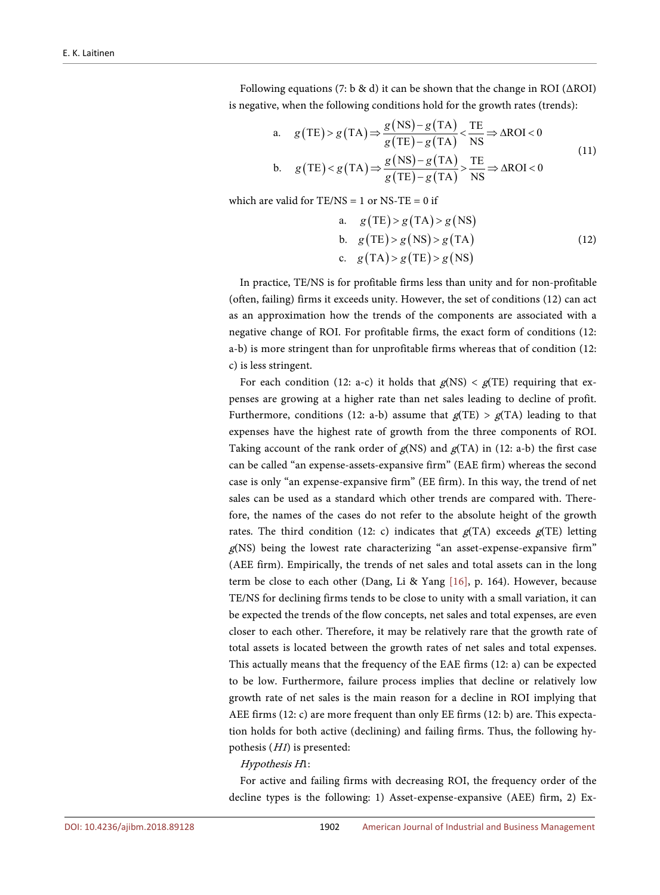Following equations (7: b & d) it can be shown that the change in ROI (ΔROI) is negative, when the following conditions hold for the growth rates (trends):

$$
\begin{aligned}
&\text{a.} \quad g(\text{TE}) > g(\text{TA}) \Rightarrow \frac{g(\text{NS}) - g(\text{TA})}{g(\text{TE}) - g(\text{TA})} < \frac{\text{TE}}{\text{NS}} \Rightarrow \Delta\text{ROI} < 0 \\
&\text{b.} \quad g(\text{TE}) < g(\text{TA}) \Rightarrow \frac{g(\text{NS}) - g(\text{TA})}{g(\text{TE}) - g(\text{TA})} > \frac{\text{TE}}{\text{NS}} \Rightarrow \Delta\text{ROI} < 0
\end{aligned}
\tag{11}
$$

which are valid for TE/NS = 1 or NS-TE = 0 if

$$
\begin{aligned}
&\text{a.} \quad g(\text{TE}) > g(\text{TA}) > g(\text{NS}) \\
&\text{b.} \quad g(\text{TE}) > g(\text{NS}) > g(\text{TA}) \\
&\text{c.} \quad g(\text{TA}) > g(\text{TE}) > g(\text{NS})
\end{aligned}
\tag{12}
$$

In practice, TE/NS is for profitable firms less than unity and for non-profitable (often, failing) firms it exceeds unity. However, the set of conditions (12) can act as an approximation how the trends of the components are associated with a negative change of ROI. For profitable firms, the exact form of conditions (12: a-b) is more stringent than for unprofitable firms whereas that of condition (12: c) is less stringent.

For each condition (12: a-c) it holds that $g(\text{NS}) < g(\text{TE})$ requiring that expenses are growing at a higher rate than net sales leading to decline of profit. Furthermore, conditions (12: a-b) assume that $g(\text{TE}) > g(\text{TA})$ leading to that expenses have the highest rate of growth from the three components of ROI. Taking account of the rank order of $g(\text{NS})$ and $g(\text{TA})$ in (12: a-b) the first case can be called "an expense-assets-expansive firm" (EAE firm) whereas the second case is only "an expense-expansive firm" (EE firm). In this way, the trend of net sales can be used as a standard which other trends are compared with. Therefore, the names of the cases do not refer to the absolute height of the growth rates. The third condition (12: c) indicates that $g(\text{TA})$ exceeds $g(\text{TE})$ letting $g(\text{NS})$ being the lowest rate characterizing "an asset-expense-expansive firm" (AEE firm). Empirically, the trends of net sales and total assets can in the long term be close to each other (Dang, Li & Yang [16], p. 164). However, because TE/NS for declining firms tends to be close to unity with a small variation, it can be expected the trends of the flow concepts, net sales and total expenses, are even closer to each other. Therefore, it may be relatively rare that the growth rate of total assets is located between the growth rates of net sales and total expenses. This actually means that the frequency of the EAE firms (12: a) can be expected to be low. Furthermore, failure process implies that decline or relatively low growth rate of net sales is the main reason for a decline in ROI implying that AEE firms (12: c) are more frequent than only EE firms (12: b) are. This expectation holds for both active (declining) and failing firms. Thus, the following hypothesis (*H1*) is presented:

*Hypothesis H1*:

For active and failing firms with decreasing ROI, the frequency order of the decline types is the following: 1) Asset-expense-expansive (AEE) firm, 2) Ex-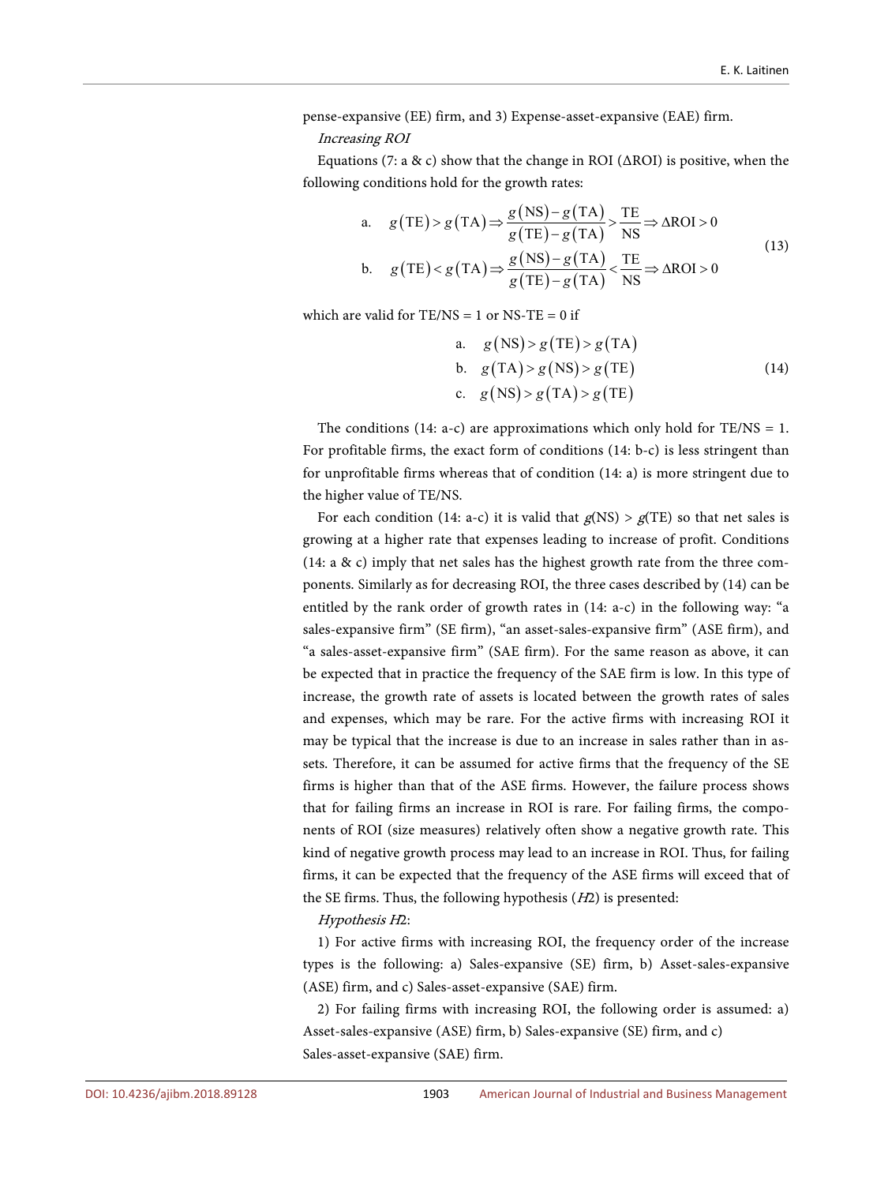pense-expansive (EE) firm, and 3) Expense-asset-expansive (EAE) firm.

*Increasing ROI*

Equations (7: a & c) show that the change in ROI (ΔROI) is positive, when the following conditions hold for the growth rates:

$$
\begin{aligned}
&\text{a.} \quad g(\text{TE}) > g(\text{TA}) \Rightarrow \frac{g(\text{NS}) - g(\text{TA})}{g(\text{TE}) - g(\text{TA})} > \frac{\text{TE}}{\text{NS}} \Rightarrow \Delta\text{ROI} > 0 \\
&\text{b.} \quad g(\text{TE}) < g(\text{TA}) \Rightarrow \frac{g(\text{NS}) - g(\text{TA})}{g(\text{TE}) - g(\text{TA})} < \frac{\text{TE}}{\text{NS}} \Rightarrow \Delta\text{ROI} > 0
\end{aligned}
\tag{13}
$$

which are valid for TE/NS = 1 or NS-TE = 0 if

$$
\begin{aligned}
&\text{a.} \quad g(\text{NS}) > g(\text{TE}) > g(\text{TA}) \\
&\text{b.} \quad g(\text{TA}) > g(\text{NS}) > g(\text{TE}) \\
&\text{c.} \quad g(\text{NS}) > g(\text{TA}) > g(\text{TE})
\end{aligned}
\tag{14}
$$

The conditions (14: a-c) are approximations which only hold for TE/NS = 1. For profitable firms, the exact form of conditions (14: b-c) is less stringent than for unprofitable firms whereas that of condition (14: a) is more stringent due to the higher value of TE/NS.

For each condition (14: a-c) it is valid that $g(\text{NS}) > g(\text{TE})$ so that net sales is growing at a higher rate that expenses leading to increase of profit. Conditions (14: a & c) imply that net sales has the highest growth rate from the three components. Similarly as for decreasing ROI, the three cases described by (14) can be entitled by the rank order of growth rates in (14: a-c) in the following way: "a sales-expansive firm" (SE firm), "an asset-sales-expansive firm" (ASE firm), and "a sales-asset-expansive firm" (SAE firm). For the same reason as above, it can be expected that in practice the frequency of the SAE firm is low. In this type of increase, the growth rate of assets is located between the growth rates of sales and expenses, which may be rare. For the active firms with increasing ROI it may be typical that the increase is due to an increase in sales rather than in assets. Therefore, it can be assumed for active firms that the frequency of the SE firms is higher than that of the ASE firms. However, the failure process shows that for failing firms an increase in ROI is rare. For failing firms, the components of ROI (size measures) relatively often show a negative growth rate. This kind of negative growth process may lead to an increase in ROI. Thus, for failing firms, it can be expected that the frequency of the ASE firms will exceed that of the SE firms. Thus, the following hypothesis (*H*2) is presented:

*Hypothesis H2*:

1) For active firms with increasing ROI, the frequency order of the increase types is the following: a) Sales-expansive (SE) firm, b) Asset-sales-expansive (ASE) firm, and c) Sales-asset-expansive (SAE) firm.

2) For failing firms with increasing ROI, the following order is assumed: a) Asset-sales-expansive (ASE) firm, b) Sales-expansive (SE) firm, and c) Sales-asset-expansive (SAE) firm.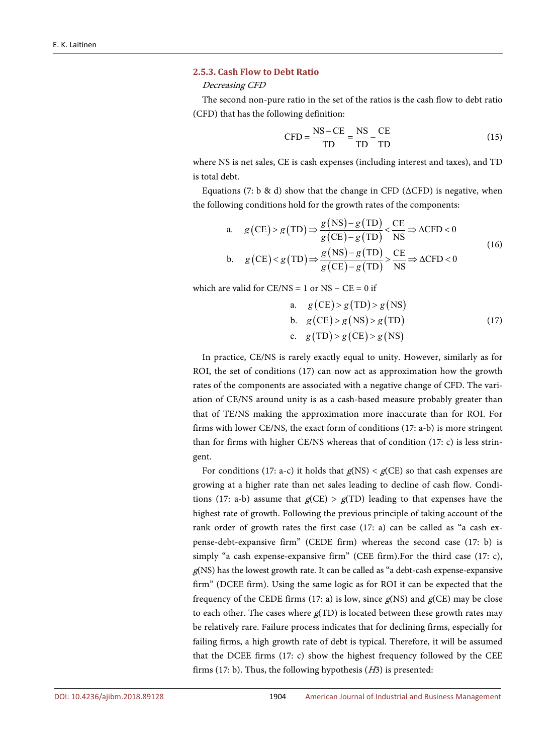### 2.5.3. Cash Flow to Debt Ratio

*Decreasing CFD*

The second non-pure ratio in the set of the ratios is the cash flow to debt ratio (CFD) that has the following definition:

$$\text{CFD} = \frac{\text{NS} - \text{CE}}{\text{TD}} = \frac{\text{NS}}{\text{TD}} - \frac{\text{CE}}{\text{TD}} \tag{15}$$

where NS is net sales, CE is cash expenses (including interest and taxes), and TD is total debt.

Equations (7: b & d) show that the change in CFD (ΔCFD) is negative, when the following conditions hold for the growth rates of the components:

$$\begin{aligned} &\text{a.} \quad g(\text{CE}) > g(\text{TD}) \Rightarrow \frac{g(\text{NS}) - g(\text{TD})}{g(\text{CE}) - g(\text{TD})} < \frac{\text{CE}}{\text{NS}} \Rightarrow \Delta\text{CFD} < 0 \\ &\text{b.} \quad g(\text{CE}) < g(\text{TD}) \Rightarrow \frac{g(\text{NS}) - g(\text{TD})}{g(\text{CE}) - g(\text{TD})} > \frac{\text{CE}}{\text{NS}} \Rightarrow \Delta\text{CFD} < 0 \end{aligned} \tag{16}$$

which are valid for CE/NS = 1 or NS − CE = 0 if

$$\begin{aligned} &\text{a.} \quad g(\text{CE}) > g(\text{TD}) > g(\text{NS}) \\ &\text{b.} \quad g(\text{CE}) > g(\text{NS}) > g(\text{TD}) \\ &\text{c.} \quad g(\text{TD}) > g(\text{CE}) > g(\text{NS}) \end{aligned} \tag{17}$$

In practice, CE/NS is rarely exactly equal to unity. However, similarly as for ROI, the set of conditions (17) can now act as approximation how the growth rates of the components are associated with a negative change of CFD. The variation of CE/NS around unity is as a cash-based measure probably greater than that of TE/NS making the approximation more inaccurate than for ROI. For firms with lower CE/NS, the exact form of conditions (17: a-b) is more stringent than for firms with higher CE/NS whereas that of condition (17: c) is less stringent.

For conditions (17: a-c) it holds that $g$(NS) < $g$(CE) so that cash expenses are growing at a higher rate than net sales leading to decline of cash flow. Conditions (17: a-b) assume that $g$(CE) > $g$(TD) leading to that expenses have the highest rate of growth. Following the previous principle of taking account of the rank order of growth rates the first case (17: a) can be called as "a cash expense-debt-expansive firm" (CEDE firm) whereas the second case (17: b) is simply "a cash expense-expansive firm" (CEE firm).For the third case (17: c), $g$(NS) has the lowest growth rate. It can be called as "a debt-cash expense-expansive firm" (DCEE firm). Using the same logic as for ROI it can be expected that the frequency of the CEDE firms (17: a) is low, since $g$(NS) and $g$(CE) may be close to each other. The cases where $g$(TD) is located between these growth rates may be relatively rare. Failure process indicates that for declining firms, especially for failing firms, a high growth rate of debt is typical. Therefore, it will be assumed that the DCEE firms (17: c) show the highest frequency followed by the CEE firms (17: b). Thus, the following hypothesis (*H*3) is presented: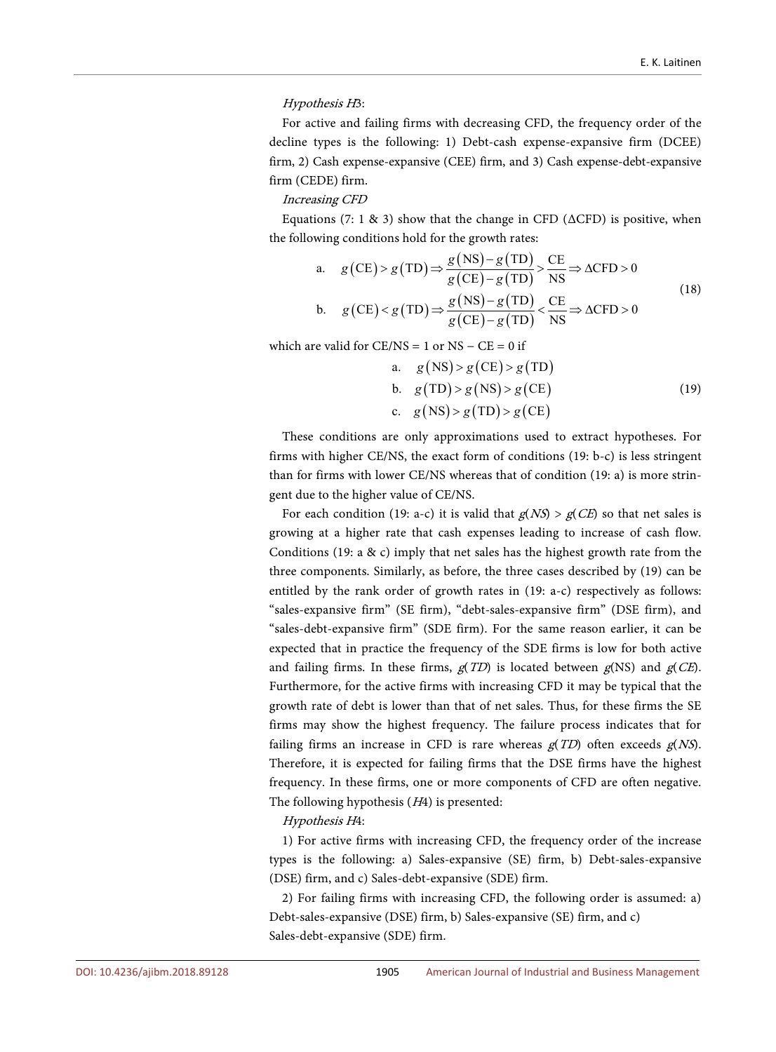*Hypothesis H3*:

For active and failing firms with decreasing CFD, the frequency order of the decline types is the following: 1) Debt-cash expense-expansive firm (DCEE) firm, 2) Cash expense-expansive (CEE) firm, and 3) Cash expense-debt-expansive firm (CEDE) firm.

*Increasing CFD*

Equations (7: 1 & 3) show that the change in CFD (ΔCFD) is positive, when the following conditions hold for the growth rates:

$$
\begin{aligned}
&\text{a.} \quad g(\text{CE}) > g(\text{TD}) \Rightarrow \frac{g(\text{NS}) - g(\text{TD})}{g(\text{CE}) - g(\text{TD})} > \frac{\text{CE}}{\text{NS}} \Rightarrow \Delta\text{CFD} > 0 \\
&\text{b.} \quad g(\text{CE}) < g(\text{TD}) \Rightarrow \frac{g(\text{NS}) - g(\text{TD})}{g(\text{CE}) - g(\text{TD})} < \frac{\text{CE}}{\text{NS}} \Rightarrow \Delta\text{CFD} > 0
\end{aligned}
\tag{18}
$$

which are valid for CE/NS = 1 or NS − CE = 0 if

$$
\begin{aligned}
&\text{a.} \quad g(\text{NS}) > g(\text{CE}) > g(\text{TD}) \\
&\text{b.} \quad g(\text{TD}) > g(\text{NS}) > g(\text{CE}) \\
&\text{c.} \quad g(\text{NS}) > g(\text{TD}) > g(\text{CE})
\end{aligned}
\tag{19}
$$

These conditions are only approximations used to extract hypotheses. For firms with higher CE/NS, the exact form of conditions (19: b-c) is less stringent than for firms with lower CE/NS whereas that of condition (19: a) is more stringent due to the higher value of CE/NS.

For each condition (19: a-c) it is valid that $g(NS) > g(CE)$ so that net sales is growing at a higher rate that cash expenses leading to increase of cash flow. Conditions (19: a & c) imply that net sales has the highest growth rate from the three components. Similarly, as before, the three cases described by (19) can be entitled by the rank order of growth rates in (19: a-c) respectively as follows: "sales-expansive firm" (SE firm), "debt-sales-expansive firm" (DSE firm), and "sales-debt-expansive firm" (SDE firm). For the same reason earlier, it can be expected that in practice the frequency of the SDE firms is low for both active and failing firms. In these firms, $g(TD)$ is located between $g(\text{NS})$ and $g(CE)$. Furthermore, for the active firms with increasing CFD it may be typical that the growth rate of debt is lower than that of net sales. Thus, for these firms the SE firms may show the highest frequency. The failure process indicates that for failing firms an increase in CFD is rare whereas $g(TD)$ often exceeds $g(NS)$. Therefore, it is expected for failing firms that the DSE firms have the highest frequency. In these firms, one or more components of CFD are often negative. The following hypothesis (*H4*) is presented:

*Hypothesis H4*:

1) For active firms with increasing CFD, the frequency order of the increase types is the following: a) Sales-expansive (SE) firm, b) Debt-sales-expansive (DSE) firm, and c) Sales-debt-expansive (SDE) firm.

2) For failing firms with increasing CFD, the following order is assumed: a) Debt-sales-expansive (DSE) firm, b) Sales-expansive (SE) firm, and c) Sales-debt-expansive (SDE) firm.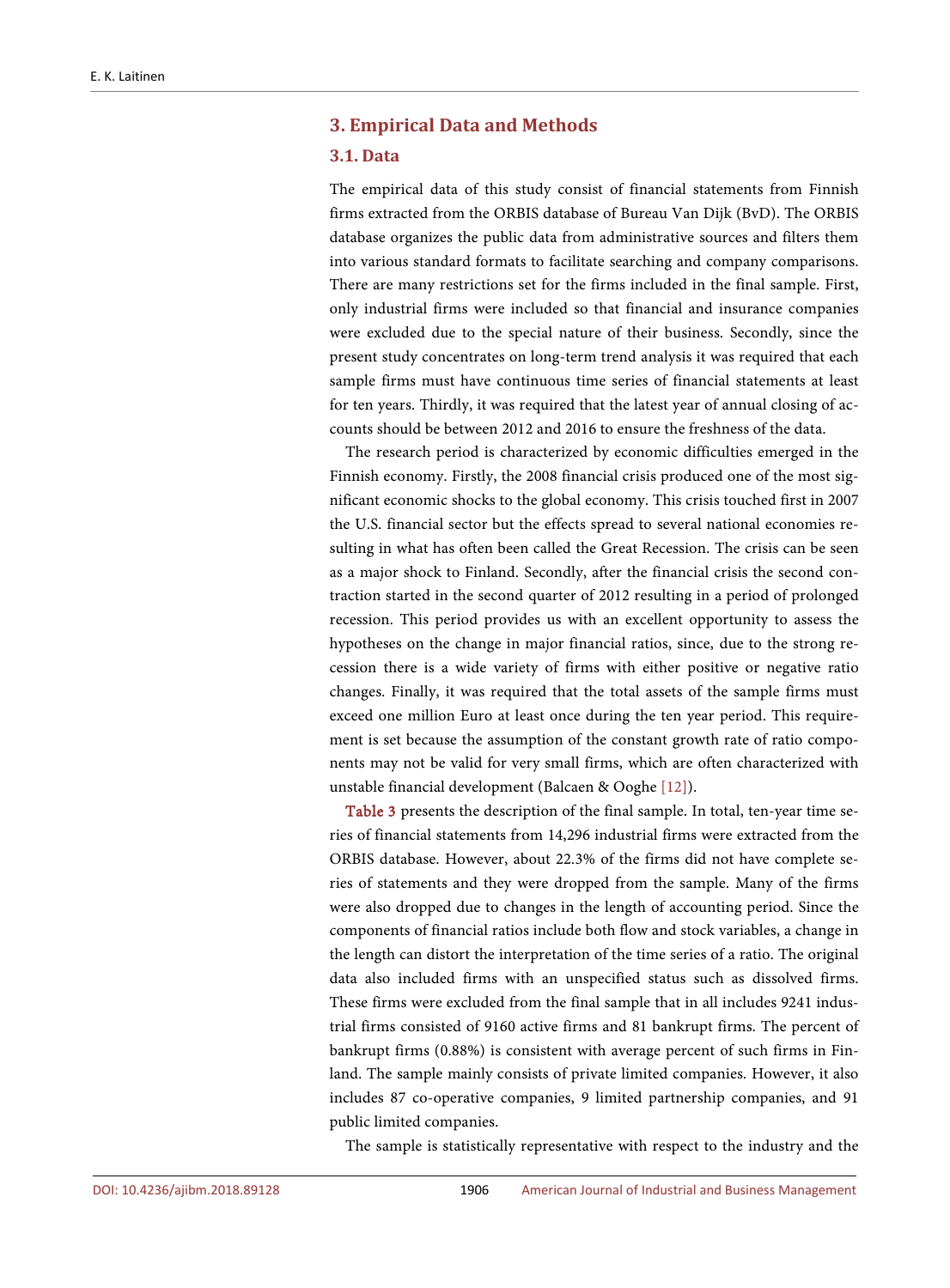## 3. Empirical Data and Methods

### 3.1. Data

The empirical data of this study consist of financial statements from Finnish firms extracted from the ORBIS database of Bureau Van Dijk (BvD). The ORBIS database organizes the public data from administrative sources and filters them into various standard formats to facilitate searching and company comparisons. There are many restrictions set for the firms included in the final sample. First, only industrial firms were included so that financial and insurance companies were excluded due to the special nature of their business. Secondly, since the present study concentrates on long-term trend analysis it was required that each sample firms must have continuous time series of financial statements at least for ten years. Thirdly, it was required that the latest year of annual closing of accounts should be between 2012 and 2016 to ensure the freshness of the data.

The research period is characterized by economic difficulties emerged in the Finnish economy. Firstly, the 2008 financial crisis produced one of the most significant economic shocks to the global economy. This crisis touched first in 2007 the U.S. financial sector but the effects spread to several national economies resulting in what has often been called the Great Recession. The crisis can be seen as a major shock to Finland. Secondly, after the financial crisis the second contraction started in the second quarter of 2012 resulting in a period of prolonged recession. This period provides us with an excellent opportunity to assess the hypotheses on the change in major financial ratios, since, due to the strong recession there is a wide variety of firms with either positive or negative ratio changes. Finally, it was required that the total assets of the sample firms must exceed one million Euro at least once during the ten year period. This requirement is set because the assumption of the constant growth rate of ratio components may not be valid for very small firms, which are often characterized with unstable financial development (Balcaen & Ooghe [12]).

Table 3 presents the description of the final sample. In total, ten-year time series of financial statements from 14,296 industrial firms were extracted from the ORBIS database. However, about 22.3% of the firms did not have complete series of statements and they were dropped from the sample. Many of the firms were also dropped due to changes in the length of accounting period. Since the components of financial ratios include both flow and stock variables, a change in the length can distort the interpretation of the time series of a ratio. The original data also included firms with an unspecified status such as dissolved firms. These firms were excluded from the final sample that in all includes 9241 industrial firms consisted of 9160 active firms and 81 bankrupt firms. The percent of bankrupt firms (0.88%) is consistent with average percent of such firms in Finland. The sample mainly consists of private limited companies. However, it also includes 87 co-operative companies, 9 limited partnership companies, and 91 public limited companies.

The sample is statistically representative with respect to the industry and the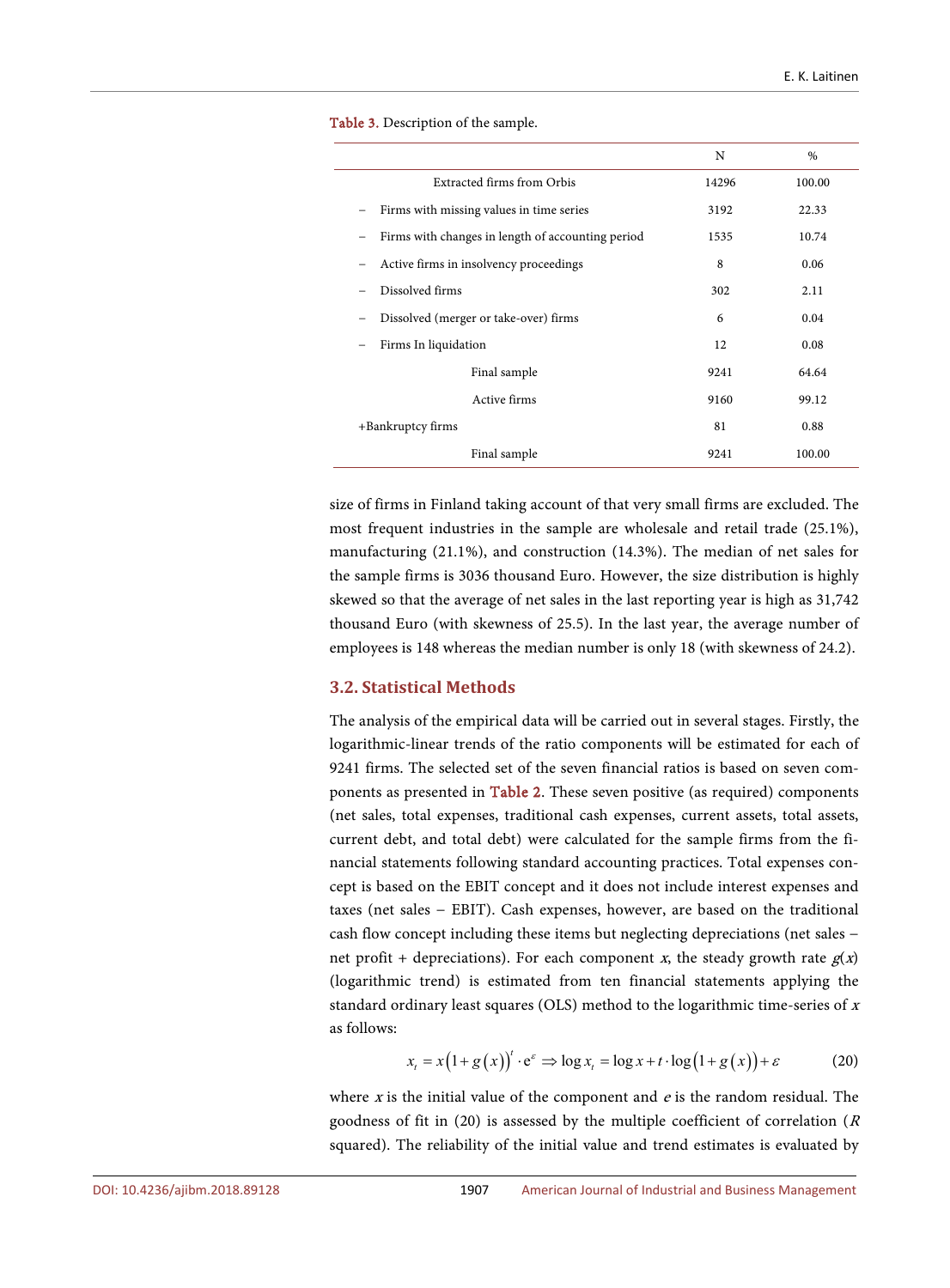Table 3. Description of the sample.

| | N | % |
|---|---|---|
| Extracted firms from Orbis | 14296 | 100.00 |
| – Firms with missing values in time series | 3192 | 22.33 |
| – Firms with changes in length of accounting period | 1535 | 10.74 |
| – Active firms in insolvency proceedings | 8 | 0.06 |
| – Dissolved firms | 302 | 2.11 |
| – Dissolved (merger or take-over) firms | 6 | 0.04 |
| – Firms In liquidation | 12 | 0.08 |
| Final sample | 9241 | 64.64 |
| Active firms | 9160 | 99.12 |
| +Bankruptcy firms | 81 | 0.88 |
| Final sample | 9241 | 100.00 |

size of firms in Finland taking account of that very small firms are excluded. The most frequent industries in the sample are wholesale and retail trade (25.1%), manufacturing (21.1%), and construction (14.3%). The median of net sales for the sample firms is 3036 thousand Euro. However, the size distribution is highly skewed so that the average of net sales in the last reporting year is high as 31,742 thousand Euro (with skewness of 25.5). In the last year, the average number of employees is 148 whereas the median number is only 18 (with skewness of 24.2).

## 3.2. Statistical Methods

The analysis of the empirical data will be carried out in several stages. Firstly, the logarithmic-linear trends of the ratio components will be estimated for each of 9241 firms. The selected set of the seven financial ratios is based on seven components as presented in Table 2. These seven positive (as required) components (net sales, total expenses, traditional cash expenses, current assets, total assets, current debt, and total debt) were calculated for the sample firms from the financial statements following standard accounting practices. Total expenses concept is based on the EBIT concept and it does not include interest expenses and taxes (net sales − EBIT). Cash expenses, however, are based on the traditional cash flow concept including these items but neglecting depreciations (net sales − net profit + depreciations). For each component $x$, the steady growth rate $g(x)$ (logarithmic trend) is estimated from ten financial statements applying the standard ordinary least squares (OLS) method to the logarithmic time-series of $x$ as follows:

$$x_t = x\left(1+g\left(x\right)\right)^t \cdot \mathrm{e}^{\varepsilon} \Rightarrow \log x_t = \log x + t \cdot \log\left(1+g\left(x\right)\right) + \varepsilon \tag{20}$$

where $x$ is the initial value of the component and $e$ is the random residual. The goodness of fit in (20) is assessed by the multiple coefficient of correlation ($R$ squared). The reliability of the initial value and trend estimates is evaluated by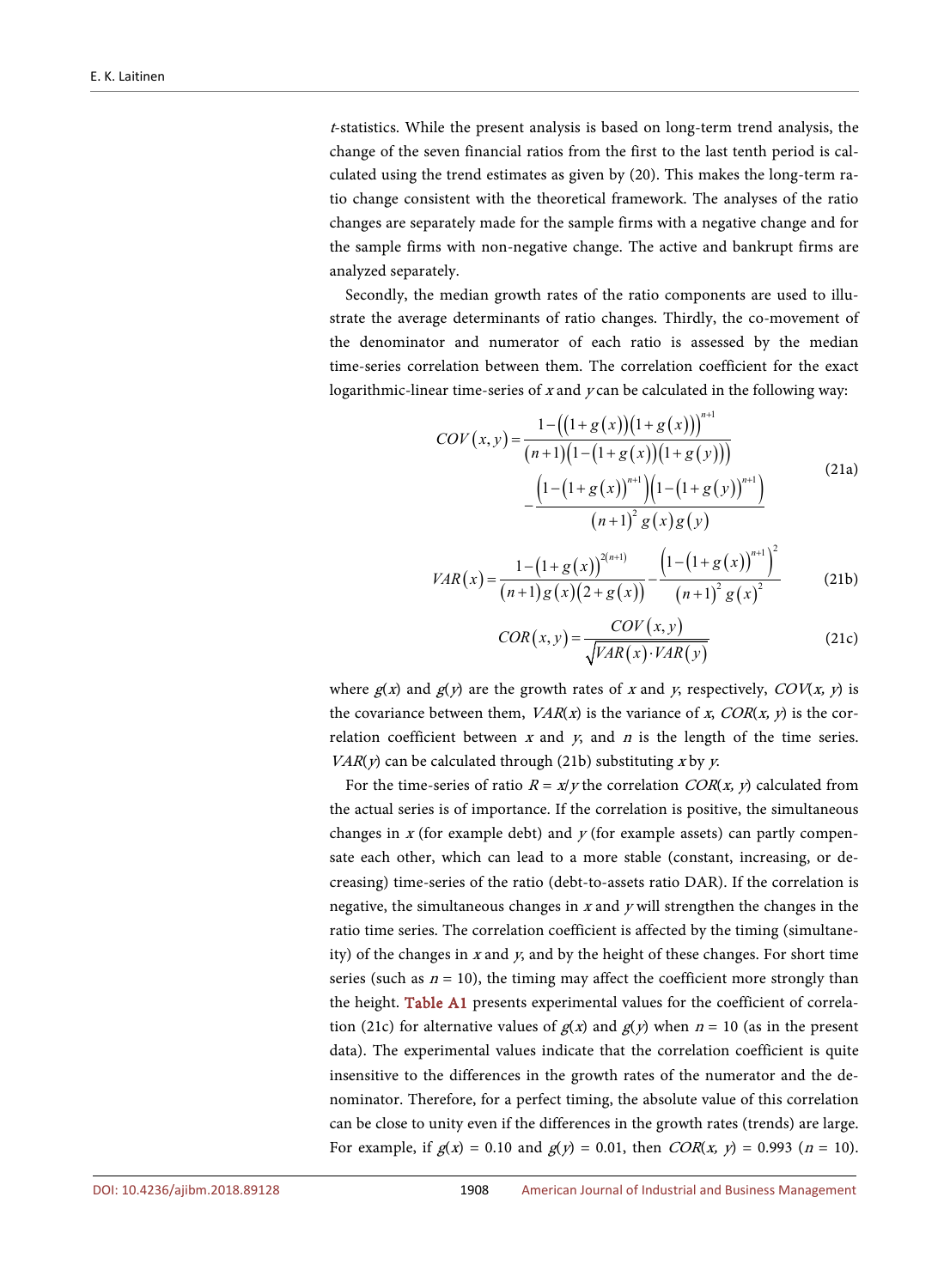*t*-statistics. While the present analysis is based on long-term trend analysis, the change of the seven financial ratios from the first to the last tenth period is calculated using the trend estimates as given by (20). This makes the long-term ratio change consistent with the theoretical framework. The analyses of the ratio changes are separately made for the sample firms with a negative change and for the sample firms with non-negative change. The active and bankrupt firms are analyzed separately.

Secondly, the median growth rates of the ratio components are used to illustrate the average determinants of ratio changes. Thirdly, the co-movement of the denominator and numerator of each ratio is assessed by the median time-series correlation between them. The correlation coefficient for the exact logarithmic-linear time-series of $x$ and $y$ can be calculated in the following way:

$$COV(x,y) = \frac{1-\left(\left(1+g(x)\right)\left(1+g(x)\right)\right)^{n+1}}{(n+1)\left(1-\left(1+g(x)\right)\left(1+g(y)\right)\right)} - \frac{\left(1-\left(1+g(x)\right)^{n+1}\right)\left(1-\left(1+g(y)\right)^{n+1}\right)}{(n+1)^2 g(x) g(y)} \tag{21a}$$

$$VAR(x) = \frac{1-\left(1+g(x)\right)^{2(n+1)}}{(n+1)g(x)\left(2+g(x)\right)} - \frac{\left(1-\left(1+g(x)\right)^{n+1}\right)^2}{(n+1)^2 g(x)^2} \tag{21b}$$

$$COR(x,y) = \frac{COV(x,y)}{\sqrt{VAR(x)\cdot VAR(y)}} \tag{21c}$$

where $g(x)$ and $g(y)$ are the growth rates of $x$ and $y$, respectively, $COV(x, y)$ is the covariance between them, $VAR(x)$ is the variance of $x$, $COR(x, y)$ is the correlation coefficient between $x$ and $y$, and $n$ is the length of the time series. $VAR(y)$ can be calculated through (21b) substituting $x$ by $y$.

For the time-series of ratio $R = x/y$ the correlation $COR(x, y)$ calculated from the actual series is of importance. If the correlation is positive, the simultaneous changes in $x$ (for example debt) and $y$ (for example assets) can partly compensate each other, which can lead to a more stable (constant, increasing, or decreasing) time-series of the ratio (debt-to-assets ratio DAR). If the correlation is negative, the simultaneous changes in $x$ and $y$ will strengthen the changes in the ratio time series. The correlation coefficient is affected by the timing (simultaneity) of the changes in $x$ and $y$, and by the height of these changes. For short time series (such as $n = 10$), the timing may affect the coefficient more strongly than the height. Table A1 presents experimental values for the coefficient of correlation (21c) for alternative values of $g(x)$ and $g(y)$ when $n = 10$ (as in the present data). The experimental values indicate that the correlation coefficient is quite insensitive to the differences in the growth rates of the numerator and the denominator. Therefore, for a perfect timing, the absolute value of this correlation can be close to unity even if the differences in the growth rates (trends) are large. For example, if $g(x) = 0.10$ and $g(y) = 0.01$, then $COR(x, y) = 0.993$ ($n = 10$).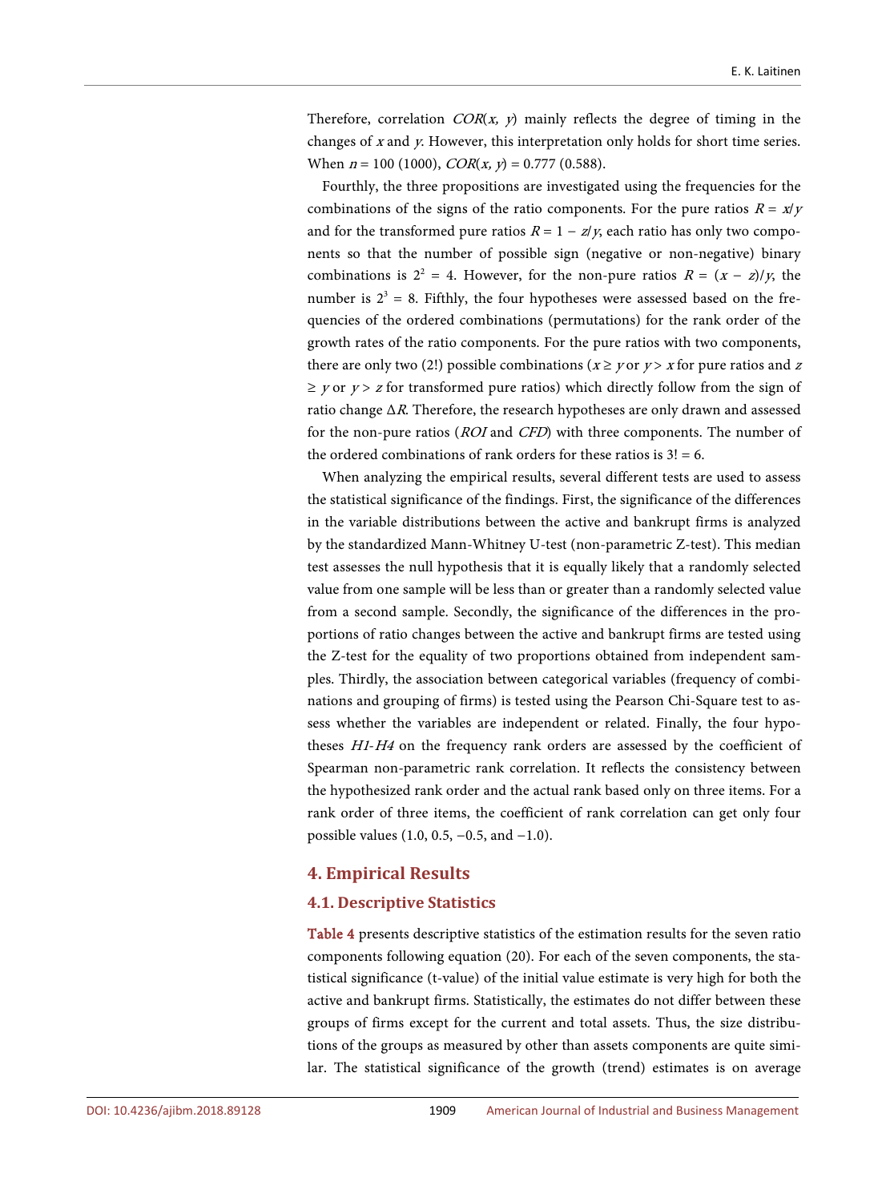Therefore, correlation $COR(x, y)$ mainly reflects the degree of timing in the changes of $x$ and $y$. However, this interpretation only holds for short time series. When $n = 100$ (1000), $COR(x, y) = 0.777$ (0.588).

Fourthly, the three propositions are investigated using the frequencies for the combinations of the signs of the ratio components. For the pure ratios $R = x/y$ and for the transformed pure ratios $R = 1 - z/y$, each ratio has only two components so that the number of possible sign (negative or non-negative) binary combinations is $2^2 = 4$. However, for the non-pure ratios $R = (x - z)/y$, the number is $2^3 = 8$. Fifthly, the four hypotheses were assessed based on the frequencies of the ordered combinations (permutations) for the rank order of the growth rates of the ratio components. For the pure ratios with two components, there are only two (2!) possible combinations ($x \geq y$ or $y > x$ for pure ratios and $z \geq y$ or $y > z$ for transformed pure ratios) which directly follow from the sign of ratio change $\Delta R$. Therefore, the research hypotheses are only drawn and assessed for the non-pure ratios (*ROI* and *CFD*) with three components. The number of the ordered combinations of rank orders for these ratios is $3! = 6$.

When analyzing the empirical results, several different tests are used to assess the statistical significance of the findings. First, the significance of the differences in the variable distributions between the active and bankrupt firms is analyzed by the standardized Mann-Whitney U-test (non-parametric Z-test). This median test assesses the null hypothesis that it is equally likely that a randomly selected value from one sample will be less than or greater than a randomly selected value from a second sample. Secondly, the significance of the differences in the proportions of ratio changes between the active and bankrupt firms are tested using the Z-test for the equality of two proportions obtained from independent samples. Thirdly, the association between categorical variables (frequency of combinations and grouping of firms) is tested using the Pearson Chi-Square test to assess whether the variables are independent or related. Finally, the four hypotheses *H1-H4* on the frequency rank orders are assessed by the coefficient of Spearman non-parametric rank correlation. It reflects the consistency between the hypothesized rank order and the actual rank based only on three items. For a rank order of three items, the coefficient of rank correlation can get only four possible values (1.0, 0.5, −0.5, and −1.0).

## 4. Empirical Results

### 4.1. Descriptive Statistics

Table 4 presents descriptive statistics of the estimation results for the seven ratio components following equation (20). For each of the seven components, the statistical significance (t-value) of the initial value estimate is very high for both the active and bankrupt firms. Statistically, the estimates do not differ between these groups of firms except for the current and total assets. Thus, the size distributions of the groups as measured by other than assets components are quite similar. The statistical significance of the growth (trend) estimates is on average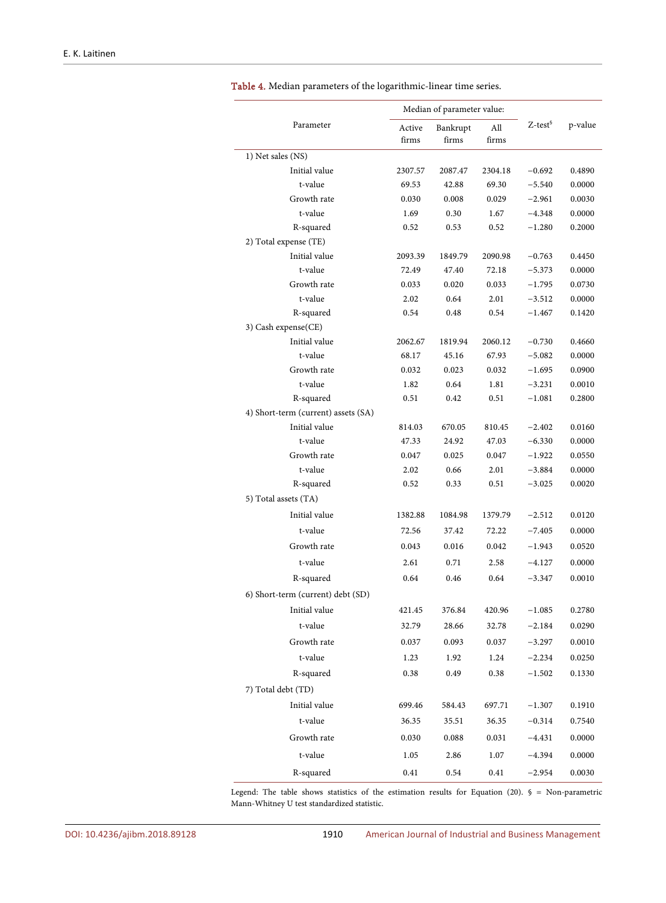Table 4. Median parameters of the logarithmic-linear time series.

| Parameter | Median of parameter value: | | | Z-test[§] | p-value |
|---|---|---|---|---|---|
| | Active firms | Bankrupt firms | All firms | | |
| 1) Net sales (NS) | | | | | |
| Initial value | 2307.57 | 2087.47 | 2304.18 | −0.692 | 0.4890 |
| t-value | 69.53 | 42.88 | 69.30 | −5.540 | 0.0000 |
| Growth rate | 0.030 | 0.008 | 0.029 | −2.961 | 0.0030 |
| t-value | 1.69 | 0.30 | 1.67 | −4.348 | 0.0000 |
| R-squared | 0.52 | 0.53 | 0.52 | −1.280 | 0.2000 |
| 2) Total expense (TE) | | | | | |
| Initial value | 2093.39 | 1849.79 | 2090.98 | −0.763 | 0.4450 |
| t-value | 72.49 | 47.40 | 72.18 | −5.373 | 0.0000 |
| Growth rate | 0.033 | 0.020 | 0.033 | −1.795 | 0.0730 |
| t-value | 2.02 | 0.64 | 2.01 | −3.512 | 0.0000 |
| R-squared | 0.54 | 0.48 | 0.54 | −1.467 | 0.1420 |
| 3) Cash expense(CE) | | | | | |
| Initial value | 2062.67 | 1819.94 | 2060.12 | −0.730 | 0.4660 |
| t-value | 68.17 | 45.16 | 67.93 | −5.082 | 0.0000 |
| Growth rate | 0.032 | 0.023 | 0.032 | −1.695 | 0.0900 |
| t-value | 1.82 | 0.64 | 1.81 | −3.231 | 0.0010 |
| R-squared | 0.51 | 0.42 | 0.51 | −1.081 | 0.2800 |
| 4) Short-term (current) assets (SA) | | | | | |
| Initial value | 814.03 | 670.05 | 810.45 | −2.402 | 0.0160 |
| t-value | 47.33 | 24.92 | 47.03 | −6.330 | 0.0000 |
| Growth rate | 0.047 | 0.025 | 0.047 | −1.922 | 0.0550 |
| t-value | 2.02 | 0.66 | 2.01 | −3.884 | 0.0000 |
| R-squared | 0.52 | 0.33 | 0.51 | −3.025 | 0.0020 |
| 5) Total assets (TA) | | | | | |
| Initial value | 1382.88 | 1084.98 | 1379.79 | −2.512 | 0.0120 |
| t-value | 72.56 | 37.42 | 72.22 | −7.405 | 0.0000 |
| Growth rate | 0.043 | 0.016 | 0.042 | −1.943 | 0.0520 |
| t-value | 2.61 | 0.71 | 2.58 | −4.127 | 0.0000 |
| R-squared | 0.64 | 0.46 | 0.64 | −3.347 | 0.0010 |
| 6) Short-term (current) debt (SD) | | | | | |
| Initial value | 421.45 | 376.84 | 420.96 | −1.085 | 0.2780 |
| t-value | 32.79 | 28.66 | 32.78 | −2.184 | 0.0290 |
| Growth rate | 0.037 | 0.093 | 0.037 | −3.297 | 0.0010 |
| t-value | 1.23 | 1.92 | 1.24 | −2.234 | 0.0250 |
| R-squared | 0.38 | 0.49 | 0.38 | −1.502 | 0.1330 |
| 7) Total debt (TD) | | | | | |
| Initial value | 699.46 | 584.43 | 697.71 | −1.307 | 0.1910 |
| t-value | 36.35 | 35.51 | 36.35 | −0.314 | 0.7540 |
| Growth rate | 0.030 | 0.088 | 0.031 | −4.431 | 0.0000 |
| t-value | 1.05 | 2.86 | 1.07 | −4.394 | 0.0000 |
| R-squared | 0.41 | 0.54 | 0.41 | −2.954 | 0.0030 |

Legend: The table shows statistics of the estimation results for Equation (20). § = Non-parametric Mann-Whitney U test standardized statistic.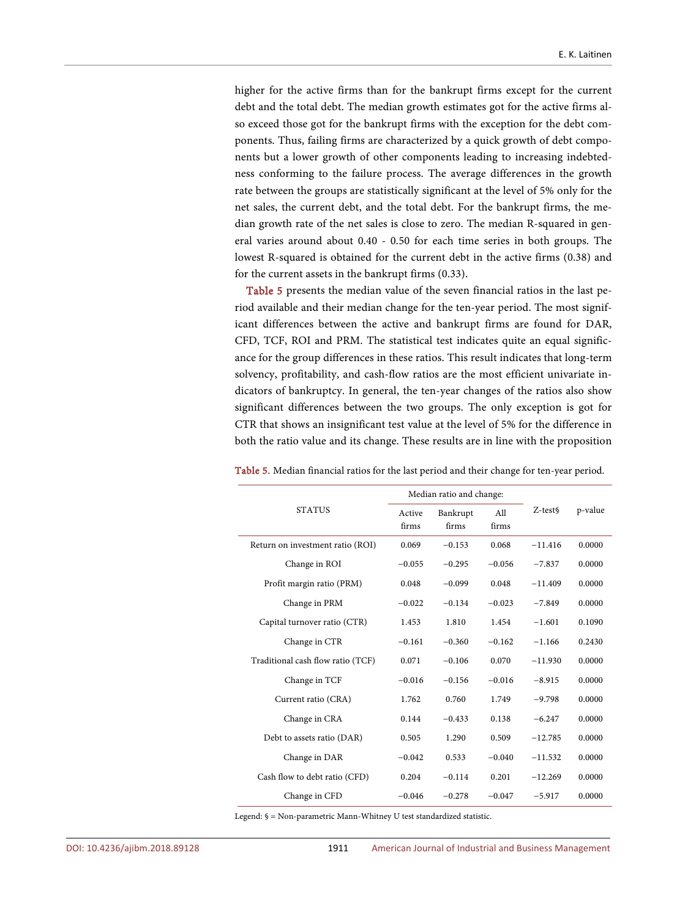higher for the active firms than for the bankrupt firms except for the current debt and the total debt. The median growth estimates got for the active firms also exceed those got for the bankrupt firms with the exception for the debt components. Thus, failing firms are characterized by a quick growth of debt components but a lower growth of other components leading to increasing indebtedness conforming to the failure process. The average differences in the growth rate between the groups are statistically significant at the level of 5% only for the net sales, the current debt, and the total debt. For the bankrupt firms, the median growth rate of the net sales is close to zero. The median R-squared in general varies around about 0.40 - 0.50 for each time series in both groups. The lowest R-squared is obtained for the current debt in the active firms (0.38) and for the current assets in the bankrupt firms (0.33).

Table 5 presents the median value of the seven financial ratios in the last period available and their median change for the ten-year period. The most significant differences between the active and bankrupt firms are found for DAR, CFD, TCF, ROI and PRM. The statistical test indicates quite an equal significance for the group differences in these ratios. This result indicates that long-term solvency, profitability, and cash-flow ratios are the most efficient univariate indicators of bankruptcy. In general, the ten-year changes of the ratios also show significant differences between the two groups. The only exception is got for CTR that shows an insignificant test value at the level of 5% for the difference in both the ratio value and its change. These results are in line with the proposition

Table 5. Median financial ratios for the last period and their change for ten-year period.

| STATUS | Median ratio and change: | | | Z-test§ | p-value |
|---|---|---|---|---|---|
| | Active firms | Bankrupt firms | All firms | | |
| Return on investment ratio (ROI) | 0.069 | −0.153 | 0.068 | −11.416 | 0.0000 |
| Change in ROI | −0.055 | −0.295 | −0.056 | −7.837 | 0.0000 |
| Profit margin ratio (PRM) | 0.048 | −0.099 | 0.048 | −11.409 | 0.0000 |
| Change in PRM | −0.022 | −0.134 | −0.023 | −7.849 | 0.0000 |
| Capital turnover ratio (CTR) | 1.453 | 1.810 | 1.454 | −1.601 | 0.1090 |
| Change in CTR | −0.161 | −0.360 | −0.162 | −1.166 | 0.2430 |
| Traditional cash flow ratio (TCF) | 0.071 | −0.106 | 0.070 | −11.930 | 0.0000 |
| Change in TCF | −0.016 | −0.156 | −0.016 | −8.915 | 0.0000 |
| Current ratio (CRA) | 1.762 | 0.760 | 1.749 | −9.798 | 0.0000 |
| Change in CRA | 0.144 | −0.433 | 0.138 | −6.247 | 0.0000 |
| Debt to assets ratio (DAR) | 0.505 | 1.290 | 0.509 | −12.785 | 0.0000 |
| Change in DAR | −0.042 | 0.533 | −0.040 | −11.532 | 0.0000 |
| Cash flow to debt ratio (CFD) | 0.204 | −0.114 | 0.201 | −12.269 | 0.0000 |
| Change in CFD | −0.046 | −0.278 | −0.047 | −5.917 | 0.0000 |

Legend: § = Non-parametric Mann-Whitney U test standardized statistic.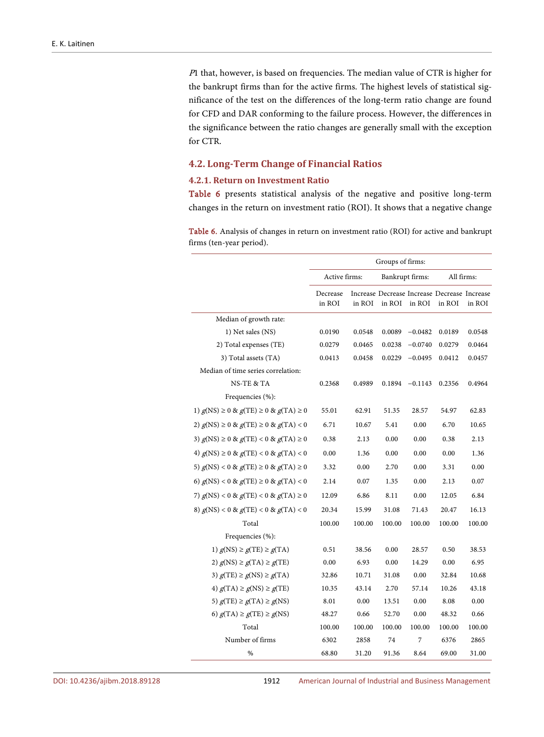*P*1 that, however, is based on frequencies. The median value of CTR is higher for the bankrupt firms than for the active firms. The highest levels of statistical significance of the test on the differences of the long-term ratio change are found for CFD and DAR conforming to the failure process. However, the differences in the significance between the ratio changes are generally small with the exception for CTR.

## 4.2. Long-Term Change of Financial Ratios

### 4.2.1. Return on Investment Ratio

Table 6 presents statistical analysis of the negative and positive long-term changes in the return on investment ratio (ROI). It shows that a negative change

Table 6. Analysis of changes in return on investment ratio (ROI) for active and bankrupt firms (ten-year period).

| | Groups of firms: | | | | | |
|---|---|---|---|---|---|---|
| | Active firms: | | Bankrupt firms: | | All firms: | |
| | Decrease in ROI | Increase in ROI | Decrease in ROI | Increase in ROI | Decrease in ROI | Increase in ROI |
| Median of growth rate: | | | | | | |
| 1) Net sales (NS) | 0.0190 | 0.0548 | 0.0089 | −0.0482 | 0.0189 | 0.0548 |
| 2) Total expenses (TE) | 0.0279 | 0.0465 | 0.0238 | −0.0740 | 0.0279 | 0.0464 |
| 3) Total assets (TA) | 0.0413 | 0.0458 | 0.0229 | −0.0495 | 0.0412 | 0.0457 |
| Median of time series correlation: | | | | | | |
| NS-TE & TA | 0.2368 | 0.4989 | 0.1894 | −0.1143 | 0.2356 | 0.4964 |
| Frequencies (%): | | | | | | |
| 1) $g(\text{NS}) \geq 0$ & $g(\text{TE}) \geq 0$ & $g(\text{TA}) \geq 0$ | 55.01 | 62.91 | 51.35 | 28.57 | 54.97 | 62.83 |
| 2) $g(\text{NS}) \geq 0$ & $g(\text{TE}) \geq 0$ & $g(\text{TA}) < 0$ | 6.71 | 10.67 | 5.41 | 0.00 | 6.70 | 10.65 |
| 3) $g(\text{NS}) \geq 0$ & $g(\text{TE}) < 0$ & $g(\text{TA}) \geq 0$ | 0.38 | 2.13 | 0.00 | 0.00 | 0.38 | 2.13 |
| 4) $g(\text{NS}) \geq 0$ & $g(\text{TE}) < 0$ & $g(\text{TA}) < 0$ | 0.00 | 1.36 | 0.00 | 0.00 | 0.00 | 1.36 |
| 5) $g(\text{NS}) < 0$ & $g(\text{TE}) \geq 0$ & $g(\text{TA}) \geq 0$ | 3.32 | 0.00 | 2.70 | 0.00 | 3.31 | 0.00 |
| 6) $g(\text{NS}) < 0$ & $g(\text{TE}) \geq 0$ & $g(\text{TA}) < 0$ | 2.14 | 0.07 | 1.35 | 0.00 | 2.13 | 0.07 |
| 7) $g(\text{NS}) < 0$ & $g(\text{TE}) < 0$ & $g(\text{TA}) \geq 0$ | 12.09 | 6.86 | 8.11 | 0.00 | 12.05 | 6.84 |
| 8) $g(\text{NS}) < 0$ & $g(\text{TE}) < 0$ & $g(\text{TA}) < 0$ | 20.34 | 15.99 | 31.08 | 71.43 | 20.47 | 16.13 |
| Total | 100.00 | 100.00 | 100.00 | 100.00 | 100.00 | 100.00 |
| Frequencies (%): | | | | | | |
| 1) $g(\text{NS}) \geq g(\text{TE}) \geq g(\text{TA})$ | 0.51 | 38.56 | 0.00 | 28.57 | 0.50 | 38.53 |
| 2) $g(\text{NS}) \geq g(\text{TA}) \geq g(\text{TE})$ | 0.00 | 6.93 | 0.00 | 14.29 | 0.00 | 6.95 |
| 3) $g(\text{TE}) \geq g(\text{NS}) \geq g(\text{TA})$ | 32.86 | 10.71 | 31.08 | 0.00 | 32.84 | 10.68 |
| 4) $g(\text{TA}) \geq g(\text{NS}) \geq g(\text{TE})$ | 10.35 | 43.14 | 2.70 | 57.14 | 10.26 | 43.18 |
| 5) $g(\text{TE}) \geq g(\text{TA}) \geq g(\text{NS})$ | 8.01 | 0.00 | 13.51 | 0.00 | 8.08 | 0.00 |
| 6) $g(\text{TA}) \geq g(\text{TE}) \geq g(\text{NS})$ | 48.27 | 0.66 | 52.70 | 0.00 | 48.32 | 0.66 |
| Total | 100.00 | 100.00 | 100.00 | 100.00 | 100.00 | 100.00 |
| Number of firms | 6302 | 2858 | 74 | 7 | 6376 | 2865 |
| % | 68.80 | 31.20 | 91.36 | 8.64 | 69.00 | 31.00 |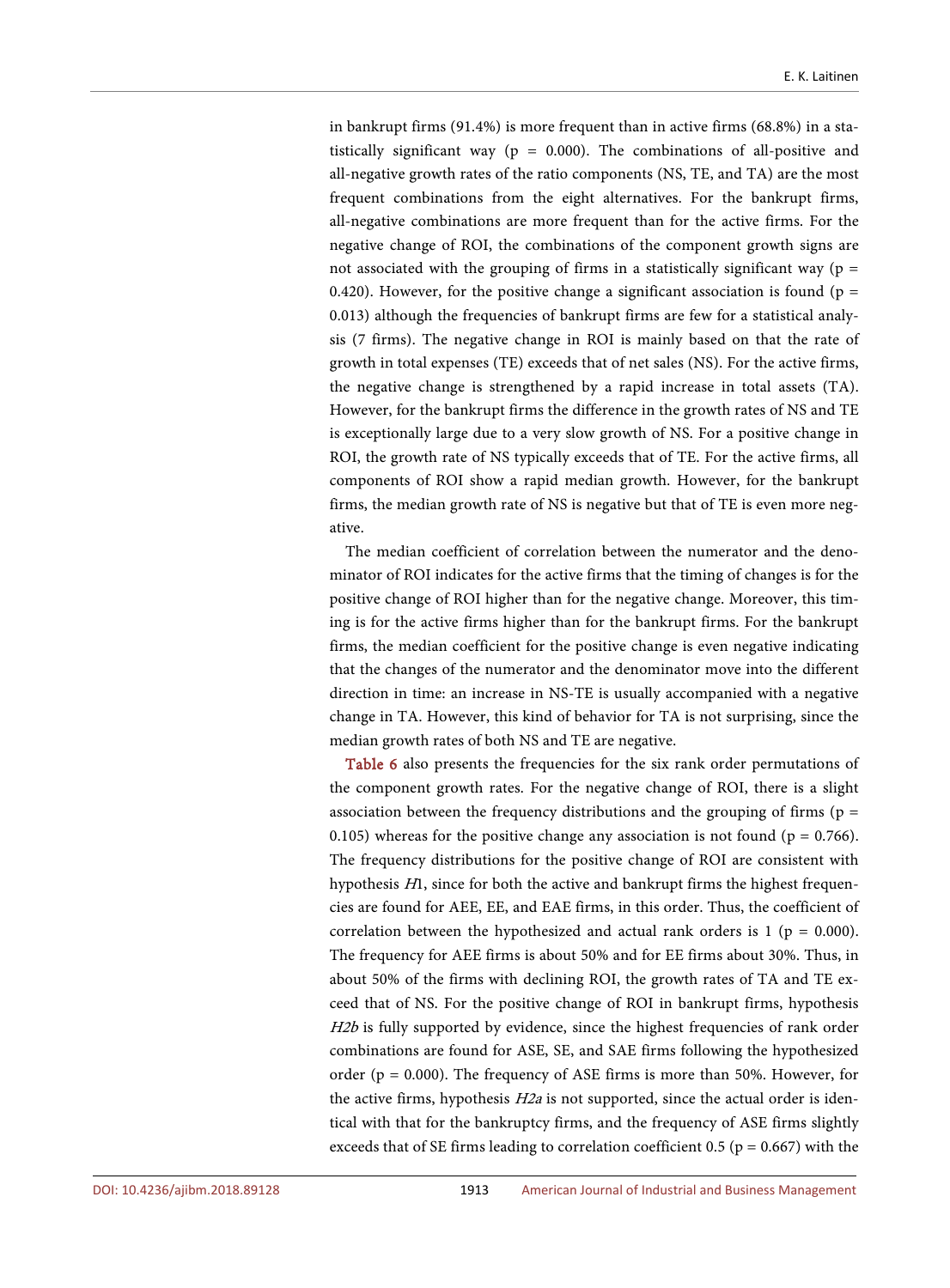in bankrupt firms (91.4%) is more frequent than in active firms (68.8%) in a statistically significant way ($p = 0.000$). The combinations of all-positive and all-negative growth rates of the ratio components (NS, TE, and TA) are the most frequent combinations from the eight alternatives. For the bankrupt firms, all-negative combinations are more frequent than for the active firms. For the negative change of ROI, the combinations of the component growth signs are not associated with the grouping of firms in a statistically significant way ($p = 0.420$). However, for the positive change a significant association is found ($p = 0.013$) although the frequencies of bankrupt firms are few for a statistical analysis (7 firms). The negative change in ROI is mainly based on that the rate of growth in total expenses (TE) exceeds that of net sales (NS). For the active firms, the negative change is strengthened by a rapid increase in total assets (TA). However, for the bankrupt firms the difference in the growth rates of NS and TE is exceptionally large due to a very slow growth of NS. For a positive change in ROI, the growth rate of NS typically exceeds that of TE. For the active firms, all components of ROI show a rapid median growth. However, for the bankrupt firms, the median growth rate of NS is negative but that of TE is even more negative.

The median coefficient of correlation between the numerator and the denominator of ROI indicates for the active firms that the timing of changes is for the positive change of ROI higher than for the negative change. Moreover, this timing is for the active firms higher than for the bankrupt firms. For the bankrupt firms, the median coefficient for the positive change is even negative indicating that the changes of the numerator and the denominator move into the different direction in time: an increase in NS-TE is usually accompanied with a negative change in TA. However, this kind of behavior for TA is not surprising, since the median growth rates of both NS and TE are negative.

Table 6 also presents the frequencies for the six rank order permutations of the component growth rates. For the negative change of ROI, there is a slight association between the frequency distributions and the grouping of firms ($p = 0.105$) whereas for the positive change any association is not found ($p = 0.766$). The frequency distributions for the positive change of ROI are consistent with hypothesis *H*1, since for both the active and bankrupt firms the highest frequencies are found for AEE, EE, and EAE firms, in this order. Thus, the coefficient of correlation between the hypothesized and actual rank orders is 1 ($p = 0.000$). The frequency for AEE firms is about 50% and for EE firms about 30%. Thus, in about 50% of the firms with declining ROI, the growth rates of TA and TE exceed that of NS. For the positive change of ROI in bankrupt firms, hypothesis *H2b* is fully supported by evidence, since the highest frequencies of rank order combinations are found for ASE, SE, and SAE firms following the hypothesized order ($p = 0.000$). The frequency of ASE firms is more than 50%. However, for the active firms, hypothesis *H2a* is not supported, since the actual order is identical with that for the bankruptcy firms, and the frequency of ASE firms slightly exceeds that of SE firms leading to correlation coefficient 0.5 ($p = 0.667$) with the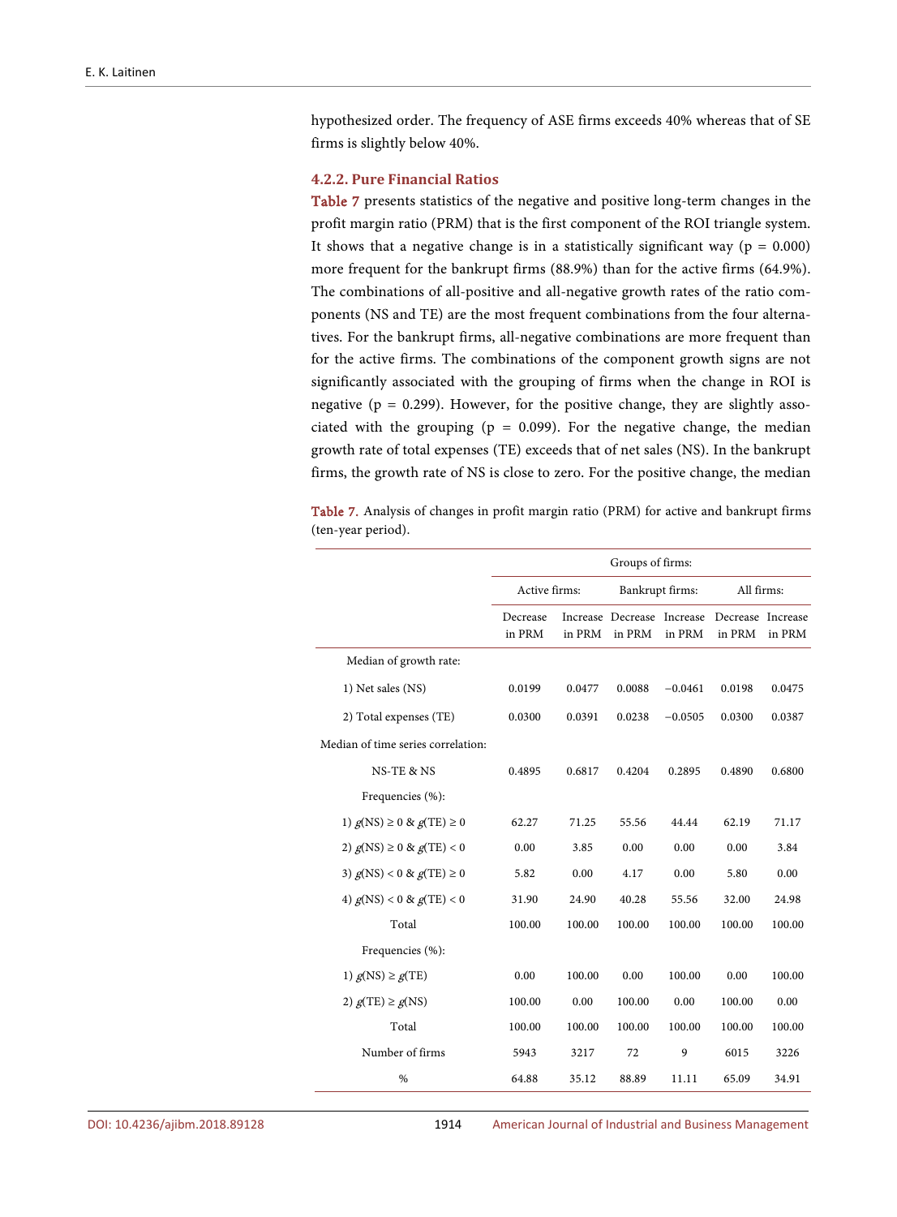hypothesized order. The frequency of ASE firms exceeds 40% whereas that of SE firms is slightly below 40%.

#### 4.2.2. Pure Financial Ratios

Table 7 presents statistics of the negative and positive long-term changes in the profit margin ratio (PRM) that is the first component of the ROI triangle system. It shows that a negative change is in a statistically significant way ($p = 0.000$) more frequent for the bankrupt firms (88.9%) than for the active firms (64.9%). The combinations of all-positive and all-negative growth rates of the ratio components (NS and TE) are the most frequent combinations from the four alternatives. For the bankrupt firms, all-negative combinations are more frequent than for the active firms. The combinations of the component growth signs are not significantly associated with the grouping of firms when the change in ROI is negative ($p = 0.299$). However, for the positive change, they are slightly associated with the grouping ($p = 0.099$). For the negative change, the median growth rate of total expenses (TE) exceeds that of net sales (NS). In the bankrupt firms, the growth rate of NS is close to zero. For the positive change, the median

Table 7. Analysis of changes in profit margin ratio (PRM) for active and bankrupt firms (ten-year period).

| | Groups of firms: | | | | | |
|---|---|---|---|---|---|---|
| | Active firms: | | Bankrupt firms: | | All firms: | |
| | Decrease in PRM | Increase in PRM | Decrease in PRM | Increase in PRM | Decrease in PRM | Increase in PRM |
| Median of growth rate: | | | | | | |
| 1) Net sales (NS) | 0.0199 | 0.0477 | 0.0088 | −0.0461 | 0.0198 | 0.0475 |
| 2) Total expenses (TE) | 0.0300 | 0.0391 | 0.0238 | −0.0505 | 0.0300 | 0.0387 |
| Median of time series correlation: | | | | | | |
| NS-TE & NS | 0.4895 | 0.6817 | 0.4204 | 0.2895 | 0.4890 | 0.6800 |
| Frequencies (%): | | | | | | |
| 1) $g(NS) \geq 0$ & $g(TE) \geq 0$ | 62.27 | 71.25 | 55.56 | 44.44 | 62.19 | 71.17 |
| 2) $g(NS) \geq 0$ & $g(TE) < 0$ | 0.00 | 3.85 | 0.00 | 0.00 | 0.00 | 3.84 |
| 3) $g(NS) < 0$ & $g(TE) \geq 0$ | 5.82 | 0.00 | 4.17 | 0.00 | 5.80 | 0.00 |
| 4) $g(NS) < 0$ & $g(TE) < 0$ | 31.90 | 24.90 | 40.28 | 55.56 | 32.00 | 24.98 |
| Total | 100.00 | 100.00 | 100.00 | 100.00 | 100.00 | 100.00 |
| Frequencies (%): | | | | | | |
| 1) $g(NS) \geq g(TE)$ | 0.00 | 100.00 | 0.00 | 100.00 | 0.00 | 100.00 |
| 2) $g(TE) \geq g(NS)$ | 100.00 | 0.00 | 100.00 | 0.00 | 100.00 | 0.00 |
| Total | 100.00 | 100.00 | 100.00 | 100.00 | 100.00 | 100.00 |
| Number of firms | 5943 | 3217 | 72 | 9 | 6015 | 3226 |
| % | 64.88 | 35.12 | 88.89 | 11.11 | 65.09 | 34.91 |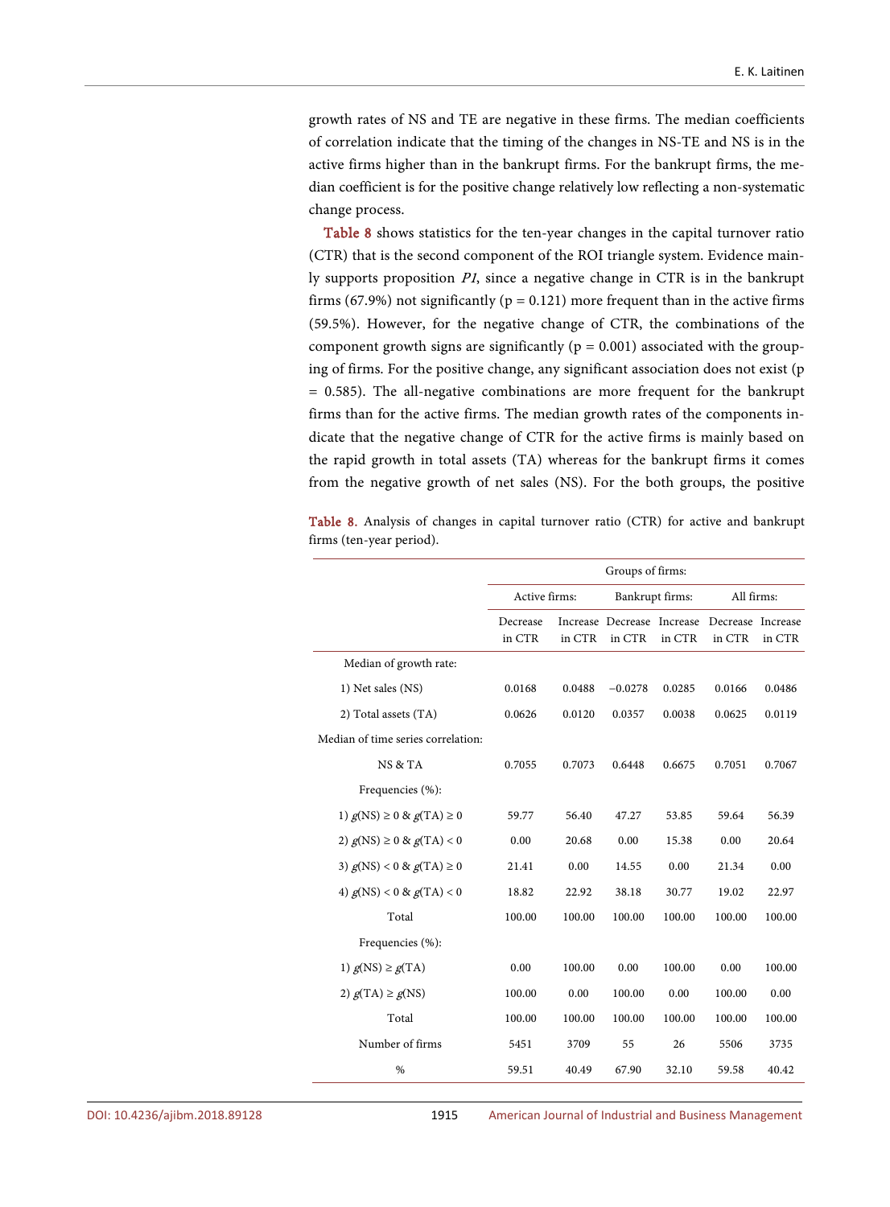growth rates of NS and TE are negative in these firms. The median coefficients of correlation indicate that the timing of the changes in NS-TE and NS is in the active firms higher than in the bankrupt firms. For the bankrupt firms, the median coefficient is for the positive change relatively low reflecting a non-systematic change process.

Table 8 shows statistics for the ten-year changes in the capital turnover ratio (CTR) that is the second component of the ROI triangle system. Evidence mainly supports proposition *P1*, since a negative change in CTR is in the bankrupt firms (67.9%) not significantly ($p = 0.121$) more frequent than in the active firms (59.5%). However, for the negative change of CTR, the combinations of the component growth signs are significantly ($p = 0.001$) associated with the grouping of firms. For the positive change, any significant association does not exist ($p = 0.585$). The all-negative combinations are more frequent for the bankrupt firms than for the active firms. The median growth rates of the components indicate that the negative change of CTR for the active firms is mainly based on the rapid growth in total assets (TA) whereas for the bankrupt firms it comes from the negative growth of net sales (NS). For the both groups, the positive

Table 8. Analysis of changes in capital turnover ratio (CTR) for active and bankrupt firms (ten-year period).

| | Groups of firms: | | | | | |
|---|---|---|---|---|---|---|
| | Active firms: | | Bankrupt firms: | | All firms: | |
| | Decrease in CTR | Increase in CTR | Decrease in CTR | Increase in CTR | Decrease in CTR | Increase in CTR |
| Median of growth rate: | | | | | | |
| 1) Net sales (NS) | 0.0168 | 0.0488 | −0.0278 | 0.0285 | 0.0166 | 0.0486 |
| 2) Total assets (TA) | 0.0626 | 0.0120 | 0.0357 | 0.0038 | 0.0625 | 0.0119 |
| Median of time series correlation: | | | | | | |
| NS & TA | 0.7055 | 0.7073 | 0.6448 | 0.6675 | 0.7051 | 0.7067 |
| Frequencies (%): | | | | | | |
| 1) $g(\text{NS}) \geq 0$ & $g(\text{TA}) \geq 0$ | 59.77 | 56.40 | 47.27 | 53.85 | 59.64 | 56.39 |
| 2) $g(\text{NS}) \geq 0$ & $g(\text{TA}) < 0$ | 0.00 | 20.68 | 0.00 | 15.38 | 0.00 | 20.64 |
| 3) $g(\text{NS}) < 0$ & $g(\text{TA}) \geq 0$ | 21.41 | 0.00 | 14.55 | 0.00 | 21.34 | 0.00 |
| 4) $g(\text{NS}) < 0$ & $g(\text{TA}) < 0$ | 18.82 | 22.92 | 38.18 | 30.77 | 19.02 | 22.97 |
| Total | 100.00 | 100.00 | 100.00 | 100.00 | 100.00 | 100.00 |
| Frequencies (%): | | | | | | |
| 1) $g(\text{NS}) \geq g(\text{TA})$ | 0.00 | 100.00 | 0.00 | 100.00 | 0.00 | 100.00 |
| 2) $g(\text{TA}) \geq g(\text{NS})$ | 100.00 | 0.00 | 100.00 | 0.00 | 100.00 | 0.00 |
| Total | 100.00 | 100.00 | 100.00 | 100.00 | 100.00 | 100.00 |
| Number of firms | 5451 | 3709 | 55 | 26 | 5506 | 3735 |
| % | 59.51 | 40.49 | 67.90 | 32.10 | 59.58 | 40.42 |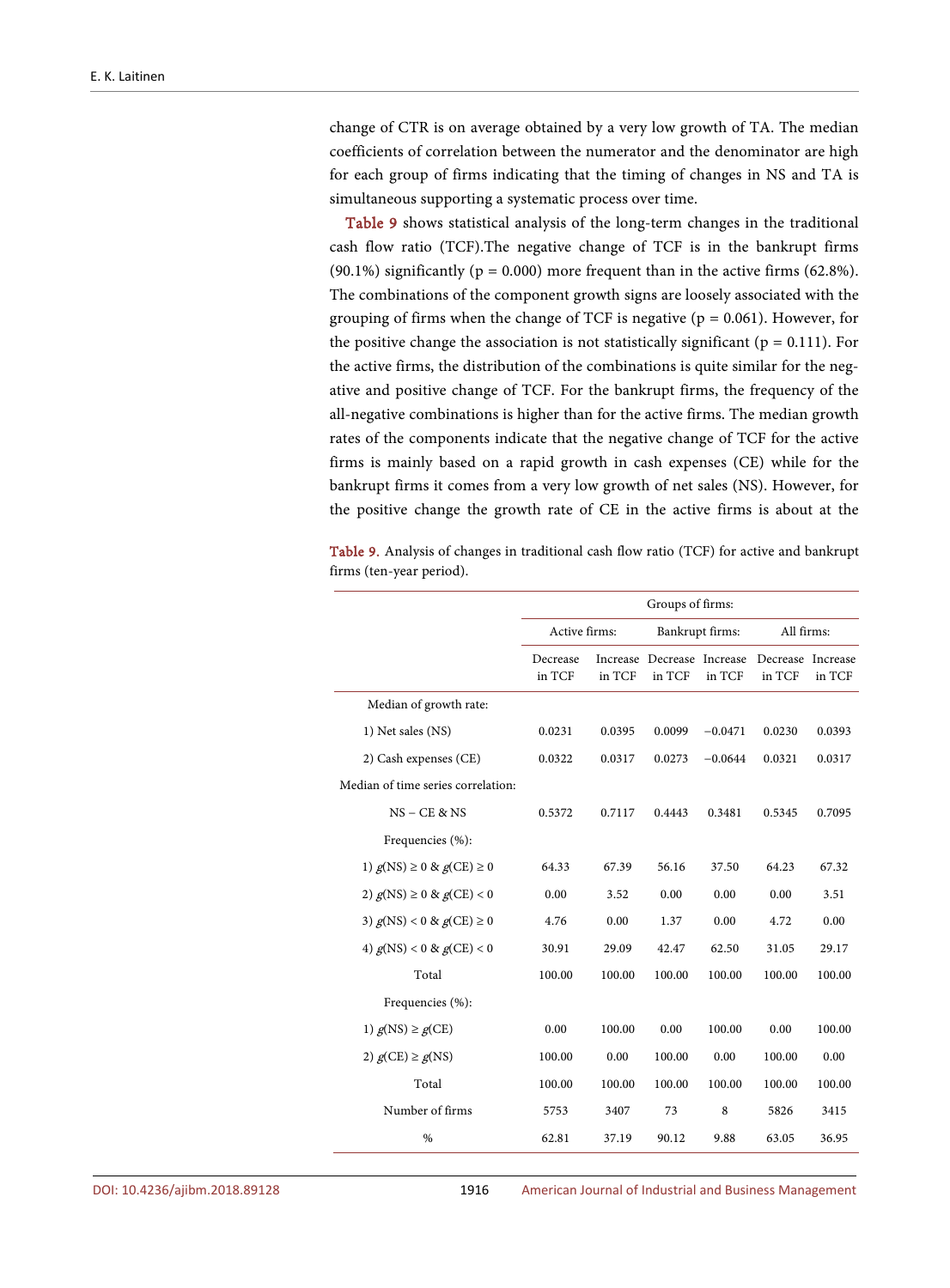change of CTR is on average obtained by a very low growth of TA. The median coefficients of correlation between the numerator and the denominator are high for each group of firms indicating that the timing of changes in NS and TA is simultaneous supporting a systematic process over time.

Table 9 shows statistical analysis of the long-term changes in the traditional cash flow ratio (TCF).The negative change of TCF is in the bankrupt firms (90.1%) significantly ($p = 0.000$) more frequent than in the active firms (62.8%). The combinations of the component growth signs are loosely associated with the grouping of firms when the change of TCF is negative ($p = 0.061$). However, for the positive change the association is not statistically significant ($p = 0.111$). For the active firms, the distribution of the combinations is quite similar for the negative and positive change of TCF. For the bankrupt firms, the frequency of the all-negative combinations is higher than for the active firms. The median growth rates of the components indicate that the negative change of TCF for the active firms is mainly based on a rapid growth in cash expenses (CE) while for the bankrupt firms it comes from a very low growth of net sales (NS). However, for the positive change the growth rate of CE in the active firms is about at the

Table 9. Analysis of changes in traditional cash flow ratio (TCF) for active and bankrupt firms (ten-year period).

| | Groups of firms: | | | | | |
|---|---|---|---|---|---|---|
| | Active firms: | | Bankrupt firms: | | All firms: | |
| | Decrease in TCF | Increase in TCF | Decrease in TCF | Increase in TCF | Decrease in TCF | Increase in TCF |
| Median of growth rate: | | | | | | |
| 1) Net sales (NS) | 0.0231 | 0.0395 | 0.0099 | −0.0471 | 0.0230 | 0.0393 |
| 2) Cash expenses (CE) | 0.0322 | 0.0317 | 0.0273 | −0.0644 | 0.0321 | 0.0317 |
| Median of time series correlation: | | | | | | |
| NS − CE & NS | 0.5372 | 0.7117 | 0.4443 | 0.3481 | 0.5345 | 0.7095 |
| Frequencies (%): | | | | | | |
| 1) $g(NS) \geq 0$ & $g(CE) \geq 0$ | 64.33 | 67.39 | 56.16 | 37.50 | 64.23 | 67.32 |
| 2) $g(NS) \geq 0$ & $g(CE) < 0$ | 0.00 | 3.52 | 0.00 | 0.00 | 0.00 | 3.51 |
| 3) $g(NS) < 0$ & $g(CE) \geq 0$ | 4.76 | 0.00 | 1.37 | 0.00 | 4.72 | 0.00 |
| 4) $g(NS) < 0$ & $g(CE) < 0$ | 30.91 | 29.09 | 42.47 | 62.50 | 31.05 | 29.17 |
| Total | 100.00 | 100.00 | 100.00 | 100.00 | 100.00 | 100.00 |
| Frequencies (%): | | | | | | |
| 1) $g(NS) \geq g(CE)$ | 0.00 | 100.00 | 0.00 | 100.00 | 0.00 | 100.00 |
| 2) $g(CE) \geq g(NS)$ | 100.00 | 0.00 | 100.00 | 0.00 | 100.00 | 0.00 |
| Total | 100.00 | 100.00 | 100.00 | 100.00 | 100.00 | 100.00 |
| Number of firms | 5753 | 3407 | 73 | 8 | 5826 | 3415 |
| % | 62.81 | 37.19 | 90.12 | 9.88 | 63.05 | 36.95 |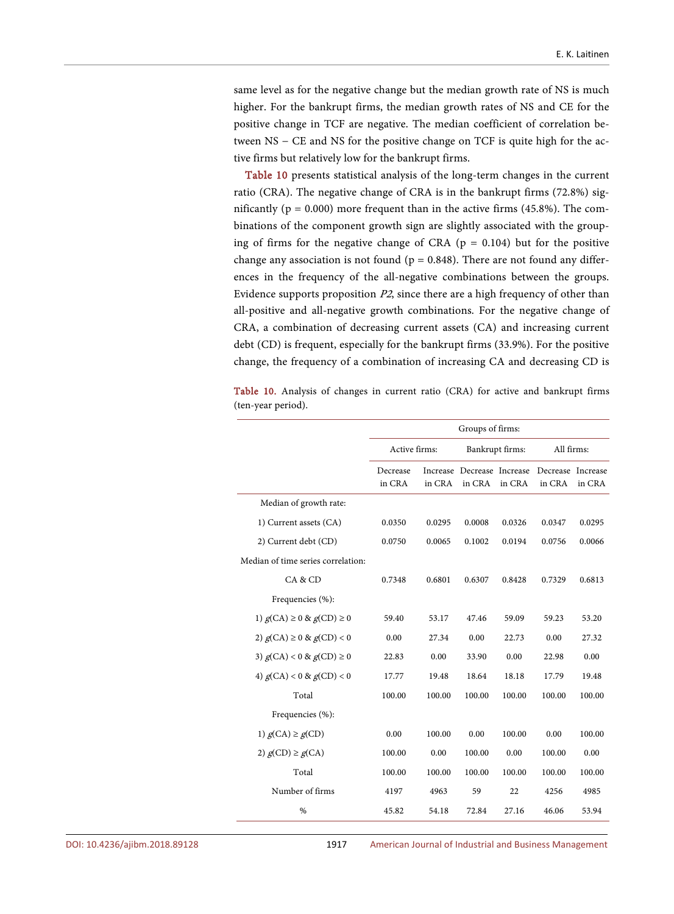same level as for the negative change but the median growth rate of NS is much higher. For the bankrupt firms, the median growth rates of NS and CE for the positive change in TCF are negative. The median coefficient of correlation between NS − CE and NS for the positive change on TCF is quite high for the active firms but relatively low for the bankrupt firms.

Table 10 presents statistical analysis of the long-term changes in the current ratio (CRA). The negative change of CRA is in the bankrupt firms (72.8%) significantly ($p = 0.000$) more frequent than in the active firms (45.8%). The combinations of the component growth sign are slightly associated with the grouping of firms for the negative change of CRA ($p = 0.104$) but for the positive change any association is not found ($p = 0.848$). There are not found any differences in the frequency of the all-negative combinations between the groups. Evidence supports proposition *P2*, since there are a high frequency of other than all-positive and all-negative growth combinations. For the negative change of CRA, a combination of decreasing current assets (CA) and increasing current debt (CD) is frequent, especially for the bankrupt firms (33.9%). For the positive change, the frequency of a combination of increasing CA and decreasing CD is

Table 10. Analysis of changes in current ratio (CRA) for active and bankrupt firms (ten-year period).

| | Groups of firms: | | | | | |
|---|---|---|---|---|---|---|
| | Active firms: | | Bankrupt firms: | | All firms: | |
| | Decrease in CRA | Increase in CRA | Decrease in CRA | Increase in CRA | Decrease in CRA | Increase in CRA |
| Median of growth rate: | | | | | | |
| 1) Current assets (CA) | 0.0350 | 0.0295 | 0.0008 | 0.0326 | 0.0347 | 0.0295 |
| 2) Current debt (CD) | 0.0750 | 0.0065 | 0.1002 | 0.0194 | 0.0756 | 0.0066 |
| Median of time series correlation: | | | | | | |
| CA & CD | 0.7348 | 0.6801 | 0.6307 | 0.8428 | 0.7329 | 0.6813 |
| Frequencies (%): | | | | | | |
| 1) $g(\text{CA}) \geq 0$ & $g(\text{CD}) \geq 0$ | 59.40 | 53.17 | 47.46 | 59.09 | 59.23 | 53.20 |
| 2) $g(\text{CA}) \geq 0$ & $g(\text{CD}) < 0$ | 0.00 | 27.34 | 0.00 | 22.73 | 0.00 | 27.32 |
| 3) $g(\text{CA}) < 0$ & $g(\text{CD}) \geq 0$ | 22.83 | 0.00 | 33.90 | 0.00 | 22.98 | 0.00 |
| 4) $g(\text{CA}) < 0$ & $g(\text{CD}) < 0$ | 17.77 | 19.48 | 18.64 | 18.18 | 17.79 | 19.48 |
| Total | 100.00 | 100.00 | 100.00 | 100.00 | 100.00 | 100.00 |
| Frequencies (%): | | | | | | |
| 1) $g(\text{CA}) \geq g(\text{CD})$ | 0.00 | 100.00 | 0.00 | 100.00 | 0.00 | 100.00 |
| 2) $g(\text{CD}) \geq g(\text{CA})$ | 100.00 | 0.00 | 100.00 | 0.00 | 100.00 | 0.00 |
| Total | 100.00 | 100.00 | 100.00 | 100.00 | 100.00 | 100.00 |
| Number of firms | 4197 | 4963 | 59 | 22 | 4256 | 4985 |
| % | 45.82 | 54.18 | 72.84 | 27.16 | 46.06 | 53.94 |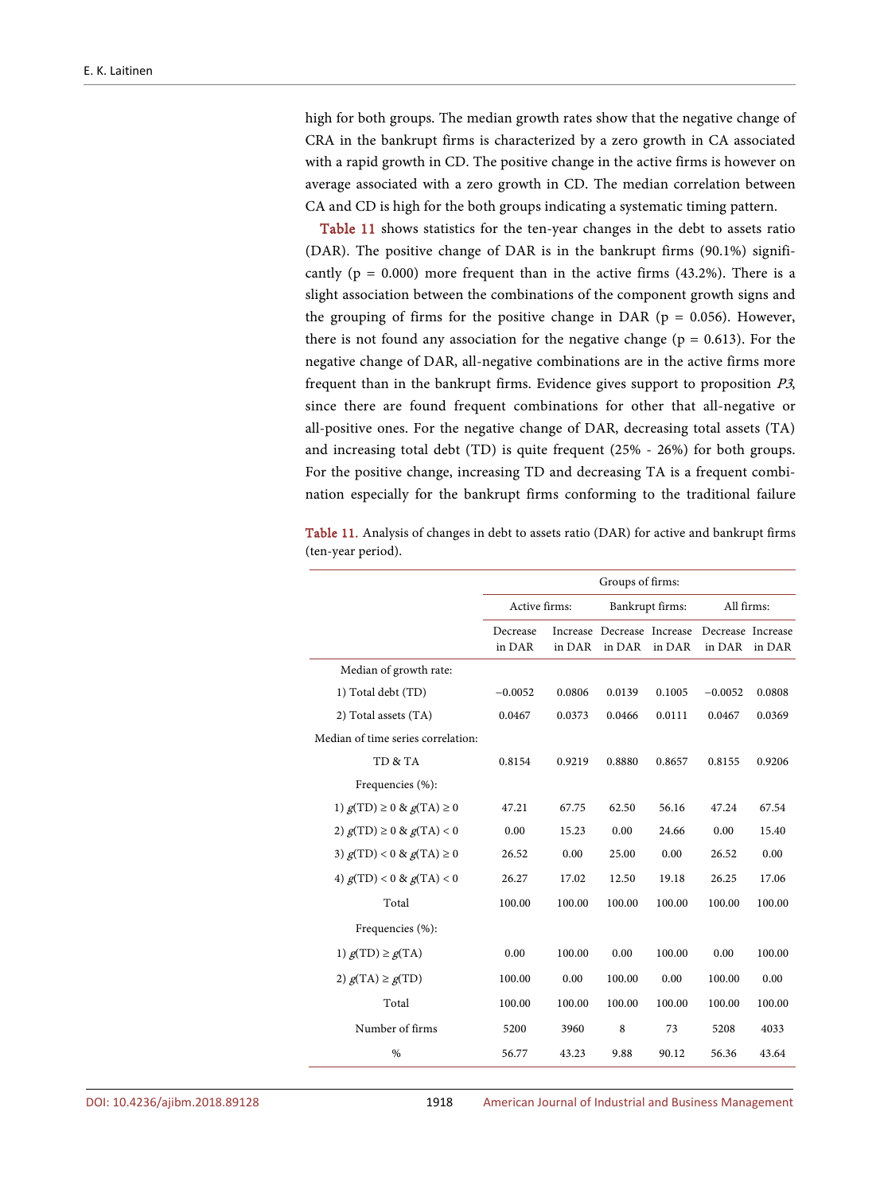high for both groups. The median growth rates show that the negative change of CRA in the bankrupt firms is characterized by a zero growth in CA associated with a rapid growth in CD. The positive change in the active firms is however on average associated with a zero growth in CD. The median correlation between CA and CD is high for the both groups indicating a systematic timing pattern.

Table 11 shows statistics for the ten-year changes in the debt to assets ratio (DAR). The positive change of DAR is in the bankrupt firms (90.1%) significantly ($p = 0.000$) more frequent than in the active firms (43.2%). There is a slight association between the combinations of the component growth signs and the grouping of firms for the positive change in DAR ($p = 0.056$). However, there is not found any association for the negative change ($p = 0.613$). For the negative change of DAR, all-negative combinations are in the active firms more frequent than in the bankrupt firms. Evidence gives support to proposition *P3*, since there are found frequent combinations for other that all-negative or all-positive ones. For the negative change of DAR, decreasing total assets (TA) and increasing total debt (TD) is quite frequent (25% - 26%) for both groups. For the positive change, increasing TD and decreasing TA is a frequent combination especially for the bankrupt firms conforming to the traditional failure

Table 11. Analysis of changes in debt to assets ratio (DAR) for active and bankrupt firms (ten-year period).

| | Groups of firms: | | | | | |
|---|---|---|---|---|---|---|
| | Active firms: | | Bankrupt firms: | | All firms: | |
| | Decrease in DAR | Increase in DAR | Decrease in DAR | Increase in DAR | Decrease in DAR | Increase in DAR |
| Median of growth rate: | | | | | | |
| 1) Total debt (TD) | −0.0052 | 0.0806 | 0.0139 | 0.1005 | −0.0052 | 0.0808 |
| 2) Total assets (TA) | 0.0467 | 0.0373 | 0.0466 | 0.0111 | 0.0467 | 0.0369 |
| Median of time series correlation: | | | | | | |
| TD & TA | 0.8154 | 0.9219 | 0.8880 | 0.8657 | 0.8155 | 0.9206 |
| Frequencies (%): | | | | | | |
| 1) $g(\text{TD}) \geq 0$ & $g(\text{TA}) \geq 0$ | 47.21 | 67.75 | 62.50 | 56.16 | 47.24 | 67.54 |
| 2) $g(\text{TD}) \geq 0$ & $g(\text{TA}) < 0$ | 0.00 | 15.23 | 0.00 | 24.66 | 0.00 | 15.40 |
| 3) $g(\text{TD}) < 0$ & $g(\text{TA}) \geq 0$ | 26.52 | 0.00 | 25.00 | 0.00 | 26.52 | 0.00 |
| 4) $g(\text{TD}) < 0$ & $g(\text{TA}) < 0$ | 26.27 | 17.02 | 12.50 | 19.18 | 26.25 | 17.06 |
| Total | 100.00 | 100.00 | 100.00 | 100.00 | 100.00 | 100.00 |
| Frequencies (%): | | | | | | |
| 1) $g(\text{TD}) \geq g(\text{TA})$ | 0.00 | 100.00 | 0.00 | 100.00 | 0.00 | 100.00 |
| 2) $g(\text{TA}) \geq g(\text{TD})$ | 100.00 | 0.00 | 100.00 | 0.00 | 100.00 | 0.00 |
| Total | 100.00 | 100.00 | 100.00 | 100.00 | 100.00 | 100.00 |
| Number of firms | 5200 | 3960 | 8 | 73 | 5208 | 4033 |
| % | 56.77 | 43.23 | 9.88 | 90.12 | 56.36 | 43.64 |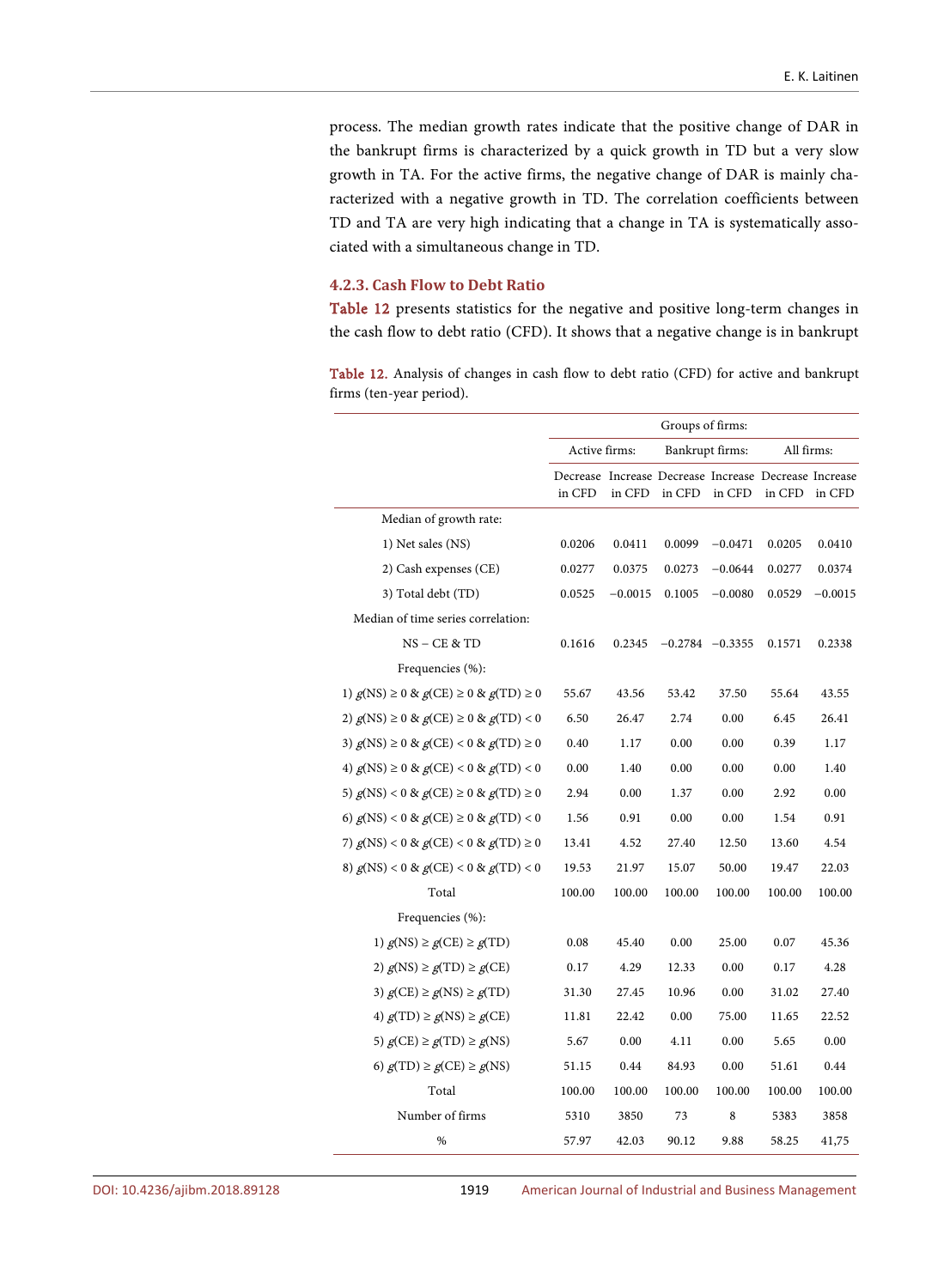process. The median growth rates indicate that the positive change of DAR in the bankrupt firms is characterized by a quick growth in TD but a very slow growth in TA. For the active firms, the negative change of DAR is mainly characterized with a negative growth in TD. The correlation coefficients between TD and TA are very high indicating that a change in TA is systematically associated with a simultaneous change in TD.

#### 4.2.3. Cash Flow to Debt Ratio

Table 12 presents statistics for the negative and positive long-term changes in the cash flow to debt ratio (CFD). It shows that a negative change is in bankrupt

Table 12. Analysis of changes in cash flow to debt ratio (CFD) for active and bankrupt firms (ten-year period).

| | Groups of firms: | | | | | |
|---|---|---|---|---|---|---|
| | Active firms: | | Bankrupt firms: | | All firms: | |
| | Decrease in CFD | Increase in CFD | Decrease in CFD | Increase in CFD | Decrease in CFD | Increase in CFD |
| Median of growth rate: | | | | | | |
| 1) Net sales (NS) | 0.0206 | 0.0411 | 0.0099 | −0.0471 | 0.0205 | 0.0410 |
| 2) Cash expenses (CE) | 0.0277 | 0.0375 | 0.0273 | −0.0644 | 0.0277 | 0.0374 |
| 3) Total debt (TD) | 0.0525 | −0.0015 | 0.1005 | −0.0080 | 0.0529 | −0.0015 |
| Median of time series correlation: | | | | | | |
| NS − CE & TD | 0.1616 | 0.2345 | −0.2784 | −0.3355 | 0.1571 | 0.2338 |
| Frequencies (%): | | | | | | |
| 1) $g(NS) \geq 0$ & $g(CE) \geq 0$ & $g(TD) \geq 0$ | 55.67 | 43.56 | 53.42 | 37.50 | 55.64 | 43.55 |
| 2) $g(NS) \geq 0$ & $g(CE) \geq 0$ & $g(TD) < 0$ | 6.50 | 26.47 | 2.74 | 0.00 | 6.45 | 26.41 |
| 3) $g(NS) \geq 0$ & $g(CE) < 0$ & $g(TD) \geq 0$ | 0.40 | 1.17 | 0.00 | 0.00 | 0.39 | 1.17 |
| 4) $g(NS) \geq 0$ & $g(CE) < 0$ & $g(TD) < 0$ | 0.00 | 1.40 | 0.00 | 0.00 | 0.00 | 1.40 |
| 5) $g(NS) < 0$ & $g(CE) \geq 0$ & $g(TD) \geq 0$ | 2.94 | 0.00 | 1.37 | 0.00 | 2.92 | 0.00 |
| 6) $g(NS) < 0$ & $g(CE) \geq 0$ & $g(TD) < 0$ | 1.56 | 0.91 | 0.00 | 0.00 | 1.54 | 0.91 |
| 7) $g(NS) < 0$ & $g(CE) < 0$ & $g(TD) \geq 0$ | 13.41 | 4.52 | 27.40 | 12.50 | 13.60 | 4.54 |
| 8) $g(NS) < 0$ & $g(CE) < 0$ & $g(TD) < 0$ | 19.53 | 21.97 | 15.07 | 50.00 | 19.47 | 22.03 |
| Total | 100.00 | 100.00 | 100.00 | 100.00 | 100.00 | 100.00 |
| Frequencies (%): | | | | | | |
| 1) $g(NS) \geq g(CE) \geq g(TD)$ | 0.08 | 45.40 | 0.00 | 25.00 | 0.07 | 45.36 |
| 2) $g(NS) \geq g(TD) \geq g(CE)$ | 0.17 | 4.29 | 12.33 | 0.00 | 0.17 | 4.28 |
| 3) $g(CE) \geq g(NS) \geq g(TD)$ | 31.30 | 27.45 | 10.96 | 0.00 | 31.02 | 27.40 |
| 4) $g(TD) \geq g(NS) \geq g(CE)$ | 11.81 | 22.42 | 0.00 | 75.00 | 11.65 | 22.52 |
| 5) $g(CE) \geq g(TD) \geq g(NS)$ | 5.67 | 0.00 | 4.11 | 0.00 | 5.65 | 0.00 |
| 6) $g(TD) \geq g(CE) \geq g(NS)$ | 51.15 | 0.44 | 84.93 | 0.00 | 51.61 | 0.44 |
| Total | 100.00 | 100.00 | 100.00 | 100.00 | 100.00 | 100.00 |
| Number of firms | 5310 | 3850 | 73 | 8 | 5383 | 3858 |
| % | 57.97 | 42.03 | 90.12 | 9.88 | 58.25 | 41,75 |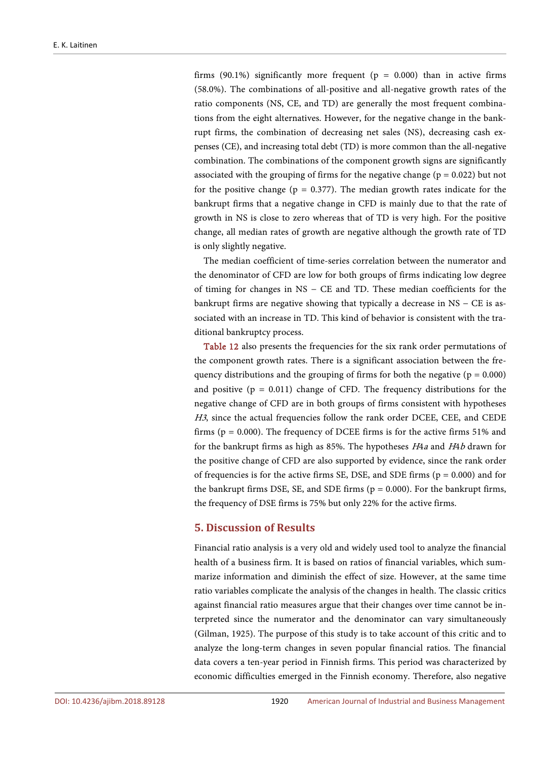firms (90.1%) significantly more frequent ($p = 0.000$) than in active firms (58.0%). The combinations of all-positive and all-negative growth rates of the ratio components (NS, CE, and TD) are generally the most frequent combinations from the eight alternatives. However, for the negative change in the bankrupt firms, the combination of decreasing net sales (NS), decreasing cash expenses (CE), and increasing total debt (TD) is more common than the all-negative combination. The combinations of the component growth signs are significantly associated with the grouping of firms for the negative change ($p = 0.022$) but not for the positive change ($p = 0.377$). The median growth rates indicate for the bankrupt firms that a negative change in CFD is mainly due to that the rate of growth in NS is close to zero whereas that of TD is very high. For the positive change, all median rates of growth are negative although the growth rate of TD is only slightly negative.

The median coefficient of time-series correlation between the numerator and the denominator of CFD are low for both groups of firms indicating low degree of timing for changes in NS − CE and TD. These median coefficients for the bankrupt firms are negative showing that typically a decrease in NS − CE is associated with an increase in TD. This kind of behavior is consistent with the traditional bankruptcy process.

Table 12 also presents the frequencies for the six rank order permutations of the component growth rates. There is a significant association between the frequency distributions and the grouping of firms for both the negative ($p = 0.000$) and positive ($p = 0.011$) change of CFD. The frequency distributions for the negative change of CFD are in both groups of firms consistent with hypotheses *H3*, since the actual frequencies follow the rank order DCEE, CEE, and CEDE firms ($p = 0.000$). The frequency of DCEE firms is for the active firms 51% and for the bankrupt firms as high as 85%. The hypotheses *H4a* and *H4b* drawn for the positive change of CFD are also supported by evidence, since the rank order of frequencies is for the active firms SE, DSE, and SDE firms ($p = 0.000$) and for the bankrupt firms DSE, SE, and SDE firms ($p = 0.000$). For the bankrupt firms, the frequency of DSE firms is 75% but only 22% for the active firms.

## 5. Discussion of Results

Financial ratio analysis is a very old and widely used tool to analyze the financial health of a business firm. It is based on ratios of financial variables, which summarize information and diminish the effect of size. However, at the same time ratio variables complicate the analysis of the changes in health. The classic critics against financial ratio measures argue that their changes over time cannot be interpreted since the numerator and the denominator can vary simultaneously (Gilman, 1925). The purpose of this study is to take account of this critic and to analyze the long-term changes in seven popular financial ratios. The financial data covers a ten-year period in Finnish firms. This period was characterized by economic difficulties emerged in the Finnish economy. Therefore, also negative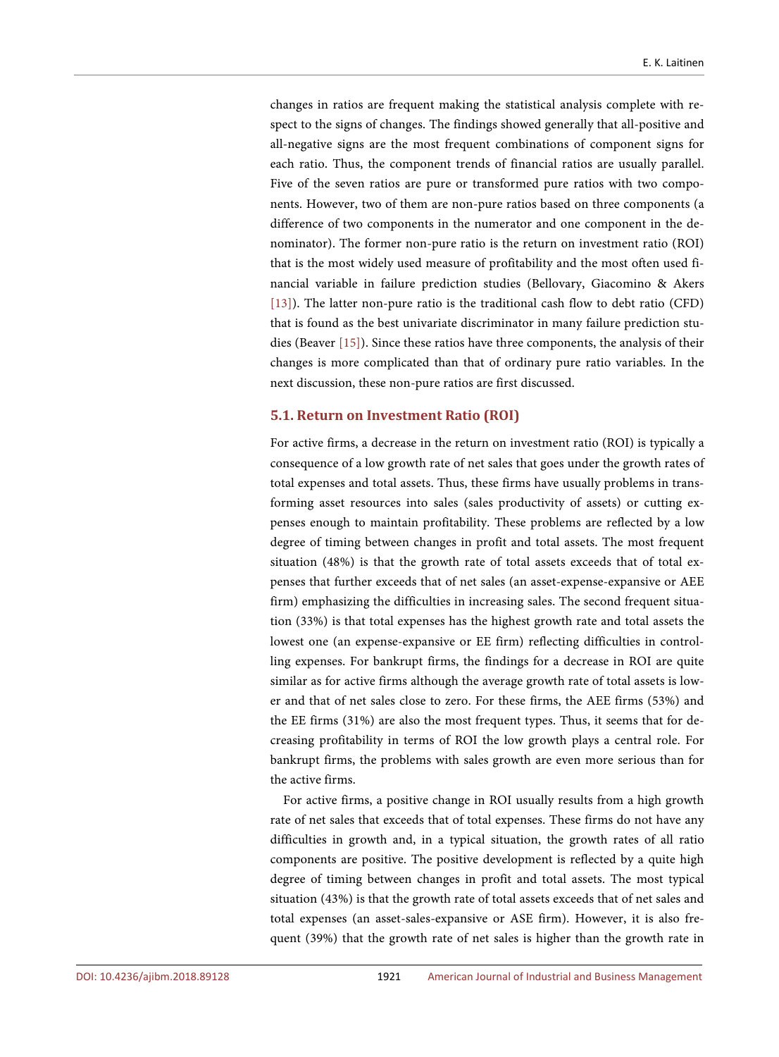changes in ratios are frequent making the statistical analysis complete with respect to the signs of changes. The findings showed generally that all-positive and all-negative signs are the most frequent combinations of component signs for each ratio. Thus, the component trends of financial ratios are usually parallel. Five of the seven ratios are pure or transformed pure ratios with two components. However, two of them are non-pure ratios based on three components (a difference of two components in the numerator and one component in the denominator). The former non-pure ratio is the return on investment ratio (ROI) that is the most widely used measure of profitability and the most often used financial variable in failure prediction studies (Bellovary, Giacomino & Akers [13]). The latter non-pure ratio is the traditional cash flow to debt ratio (CFD) that is found as the best univariate discriminator in many failure prediction studies (Beaver [15]). Since these ratios have three components, the analysis of their changes is more complicated than that of ordinary pure ratio variables. In the next discussion, these non-pure ratios are first discussed.

### 5.1. Return on Investment Ratio (ROI)

For active firms, a decrease in the return on investment ratio (ROI) is typically a consequence of a low growth rate of net sales that goes under the growth rates of total expenses and total assets. Thus, these firms have usually problems in transforming asset resources into sales (sales productivity of assets) or cutting expenses enough to maintain profitability. These problems are reflected by a low degree of timing between changes in profit and total assets. The most frequent situation (48%) is that the growth rate of total assets exceeds that of total expenses that further exceeds that of net sales (an asset-expense-expansive or AEE firm) emphasizing the difficulties in increasing sales. The second frequent situation (33%) is that total expenses has the highest growth rate and total assets the lowest one (an expense-expansive or EE firm) reflecting difficulties in controlling expenses. For bankrupt firms, the findings for a decrease in ROI are quite similar as for active firms although the average growth rate of total assets is lower and that of net sales close to zero. For these firms, the AEE firms (53%) and the EE firms (31%) are also the most frequent types. Thus, it seems that for decreasing profitability in terms of ROI the low growth plays a central role. For bankrupt firms, the problems with sales growth are even more serious than for the active firms.

For active firms, a positive change in ROI usually results from a high growth rate of net sales that exceeds that of total expenses. These firms do not have any difficulties in growth and, in a typical situation, the growth rates of all ratio components are positive. The positive development is reflected by a quite high degree of timing between changes in profit and total assets. The most typical situation (43%) is that the growth rate of total assets exceeds that of net sales and total expenses (an asset-sales-expansive or ASE firm). However, it is also frequent (39%) that the growth rate of net sales is higher than the growth rate in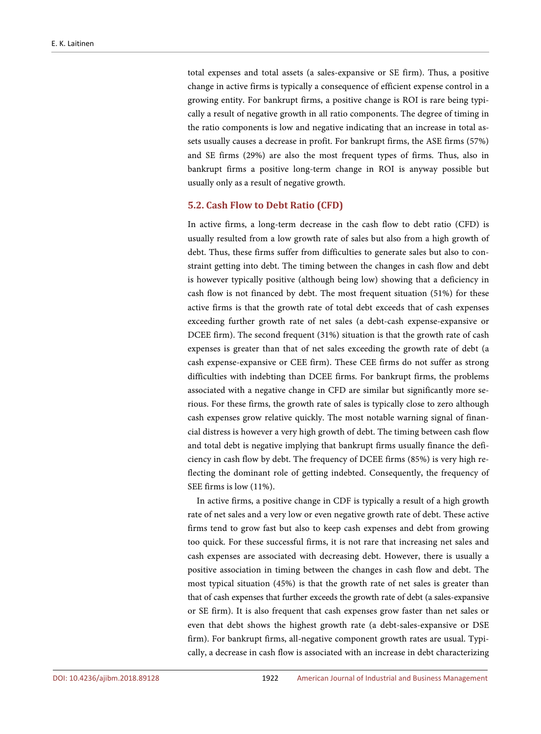total expenses and total assets (a sales-expansive or SE firm). Thus, a positive change in active firms is typically a consequence of efficient expense control in a growing entity. For bankrupt firms, a positive change is ROI is rare being typically a result of negative growth in all ratio components. The degree of timing in the ratio components is low and negative indicating that an increase in total assets usually causes a decrease in profit. For bankrupt firms, the ASE firms (57%) and SE firms (29%) are also the most frequent types of firms. Thus, also in bankrupt firms a positive long-term change in ROI is anyway possible but usually only as a result of negative growth.

## 5.2. Cash Flow to Debt Ratio (CFD)

In active firms, a long-term decrease in the cash flow to debt ratio (CFD) is usually resulted from a low growth rate of sales but also from a high growth of debt. Thus, these firms suffer from difficulties to generate sales but also to constraint getting into debt. The timing between the changes in cash flow and debt is however typically positive (although being low) showing that a deficiency in cash flow is not financed by debt. The most frequent situation (51%) for these active firms is that the growth rate of total debt exceeds that of cash expenses exceeding further growth rate of net sales (a debt-cash expense-expansive or DCEE firm). The second frequent (31%) situation is that the growth rate of cash expenses is greater than that of net sales exceeding the growth rate of debt (a cash expense-expansive or CEE firm). These CEE firms do not suffer as strong difficulties with indebting than DCEE firms. For bankrupt firms, the problems associated with a negative change in CFD are similar but significantly more serious. For these firms, the growth rate of sales is typically close to zero although cash expenses grow relative quickly. The most notable warning signal of financial distress is however a very high growth of debt. The timing between cash flow and total debt is negative implying that bankrupt firms usually finance the deficiency in cash flow by debt. The frequency of DCEE firms (85%) is very high reflecting the dominant role of getting indebted. Consequently, the frequency of SEE firms is low (11%).

In active firms, a positive change in CDF is typically a result of a high growth rate of net sales and a very low or even negative growth rate of debt. These active firms tend to grow fast but also to keep cash expenses and debt from growing too quick. For these successful firms, it is not rare that increasing net sales and cash expenses are associated with decreasing debt. However, there is usually a positive association in timing between the changes in cash flow and debt. The most typical situation (45%) is that the growth rate of net sales is greater than that of cash expenses that further exceeds the growth rate of debt (a sales-expansive or SE firm). It is also frequent that cash expenses grow faster than net sales or even that debt shows the highest growth rate (a debt-sales-expansive or DSE firm). For bankrupt firms, all-negative component growth rates are usual. Typically, a decrease in cash flow is associated with an increase in debt characterizing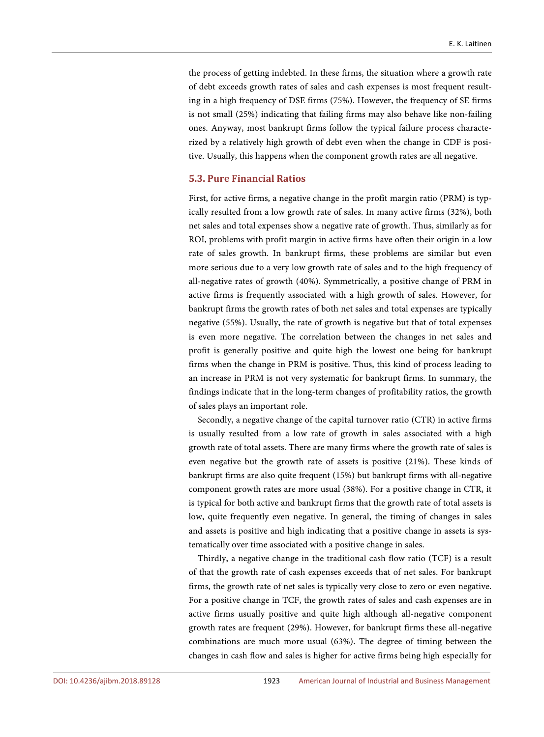the process of getting indebted. In these firms, the situation where a growth rate of debt exceeds growth rates of sales and cash expenses is most frequent resulting in a high frequency of DSE firms (75%). However, the frequency of SE firms is not small (25%) indicating that failing firms may also behave like non-failing ones. Anyway, most bankrupt firms follow the typical failure process characterized by a relatively high growth of debt even when the change in CDF is positive. Usually, this happens when the component growth rates are all negative.

## 5.3. Pure Financial Ratios

First, for active firms, a negative change in the profit margin ratio (PRM) is typically resulted from a low growth rate of sales. In many active firms (32%), both net sales and total expenses show a negative rate of growth. Thus, similarly as for ROI, problems with profit margin in active firms have often their origin in a low rate of sales growth. In bankrupt firms, these problems are similar but even more serious due to a very low growth rate of sales and to the high frequency of all-negative rates of growth (40%). Symmetrically, a positive change of PRM in active firms is frequently associated with a high growth of sales. However, for bankrupt firms the growth rates of both net sales and total expenses are typically negative (55%). Usually, the rate of growth is negative but that of total expenses is even more negative. The correlation between the changes in net sales and profit is generally positive and quite high the lowest one being for bankrupt firms when the change in PRM is positive. Thus, this kind of process leading to an increase in PRM is not very systematic for bankrupt firms. In summary, the findings indicate that in the long-term changes of profitability ratios, the growth of sales plays an important role.

Secondly, a negative change of the capital turnover ratio (CTR) in active firms is usually resulted from a low rate of growth in sales associated with a high growth rate of total assets. There are many firms where the growth rate of sales is even negative but the growth rate of assets is positive (21%). These kinds of bankrupt firms are also quite frequent (15%) but bankrupt firms with all-negative component growth rates are more usual (38%). For a positive change in CTR, it is typical for both active and bankrupt firms that the growth rate of total assets is low, quite frequently even negative. In general, the timing of changes in sales and assets is positive and high indicating that a positive change in assets is systematically over time associated with a positive change in sales.

Thirdly, a negative change in the traditional cash flow ratio (TCF) is a result of that the growth rate of cash expenses exceeds that of net sales. For bankrupt firms, the growth rate of net sales is typically very close to zero or even negative. For a positive change in TCF, the growth rates of sales and cash expenses are in active firms usually positive and quite high although all-negative component growth rates are frequent (29%). However, for bankrupt firms these all-negative combinations are much more usual (63%). The degree of timing between the changes in cash flow and sales is higher for active firms being high especially for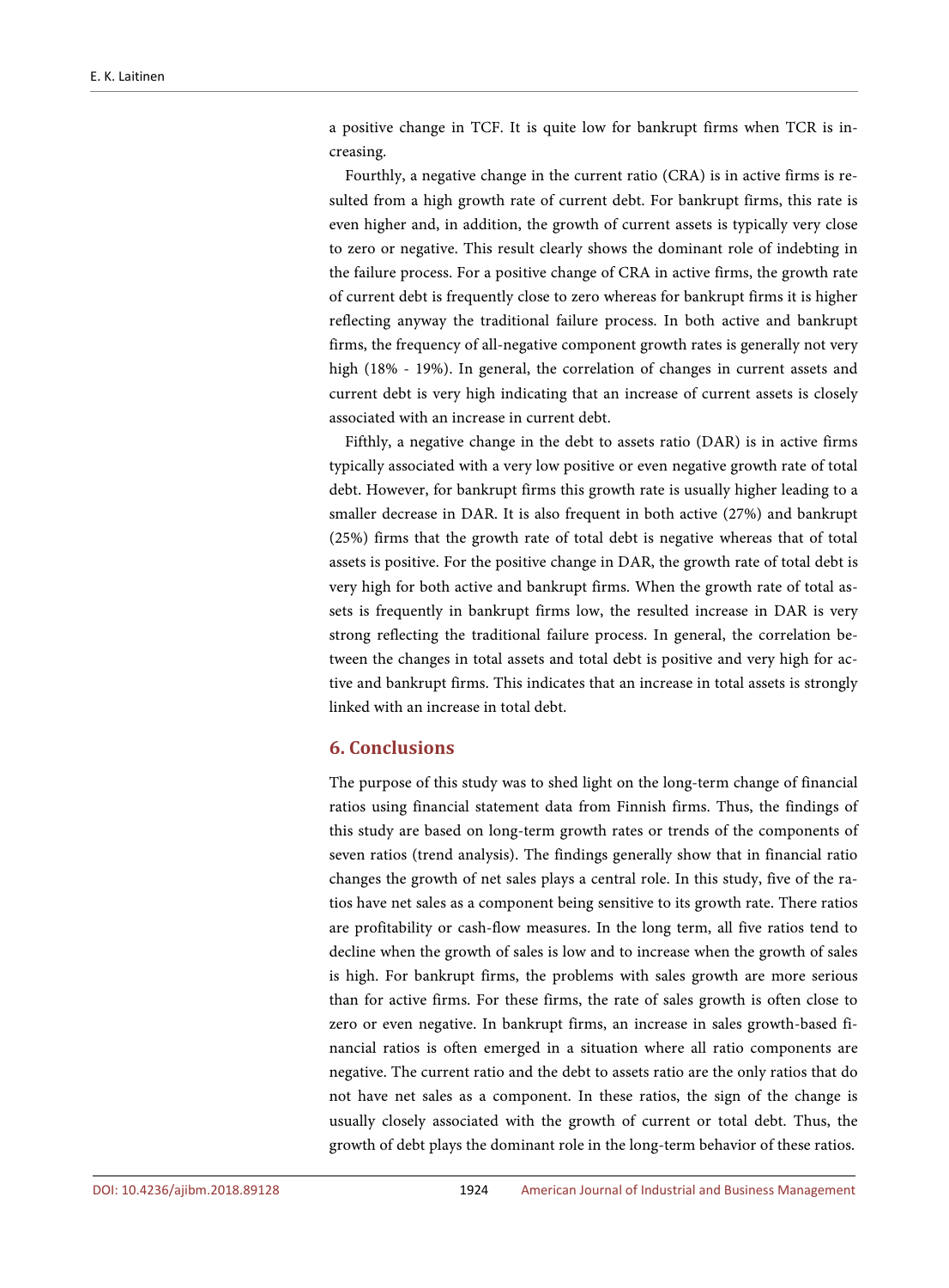a positive change in TCF. It is quite low for bankrupt firms when TCR is increasing.

Fourthly, a negative change in the current ratio (CRA) is in active firms is resulted from a high growth rate of current debt. For bankrupt firms, this rate is even higher and, in addition, the growth of current assets is typically very close to zero or negative. This result clearly shows the dominant role of indebting in the failure process. For a positive change of CRA in active firms, the growth rate of current debt is frequently close to zero whereas for bankrupt firms it is higher reflecting anyway the traditional failure process. In both active and bankrupt firms, the frequency of all-negative component growth rates is generally not very high (18% - 19%). In general, the correlation of changes in current assets and current debt is very high indicating that an increase of current assets is closely associated with an increase in current debt.

Fifthly, a negative change in the debt to assets ratio (DAR) is in active firms typically associated with a very low positive or even negative growth rate of total debt. However, for bankrupt firms this growth rate is usually higher leading to a smaller decrease in DAR. It is also frequent in both active (27%) and bankrupt (25%) firms that the growth rate of total debt is negative whereas that of total assets is positive. For the positive change in DAR, the growth rate of total debt is very high for both active and bankrupt firms. When the growth rate of total assets is frequently in bankrupt firms low, the resulted increase in DAR is very strong reflecting the traditional failure process. In general, the correlation between the changes in total assets and total debt is positive and very high for active and bankrupt firms. This indicates that an increase in total assets is strongly linked with an increase in total debt.

## 6. Conclusions

The purpose of this study was to shed light on the long-term change of financial ratios using financial statement data from Finnish firms. Thus, the findings of this study are based on long-term growth rates or trends of the components of seven ratios (trend analysis). The findings generally show that in financial ratio changes the growth of net sales plays a central role. In this study, five of the ratios have net sales as a component being sensitive to its growth rate. There ratios are profitability or cash-flow measures. In the long term, all five ratios tend to decline when the growth of sales is low and to increase when the growth of sales is high. For bankrupt firms, the problems with sales growth are more serious than for active firms. For these firms, the rate of sales growth is often close to zero or even negative. In bankrupt firms, an increase in sales growth-based financial ratios is often emerged in a situation where all ratio components are negative. The current ratio and the debt to assets ratio are the only ratios that do not have net sales as a component. In these ratios, the sign of the change is usually closely associated with the growth of current or total debt. Thus, the growth of debt plays the dominant role in the long-term behavior of these ratios.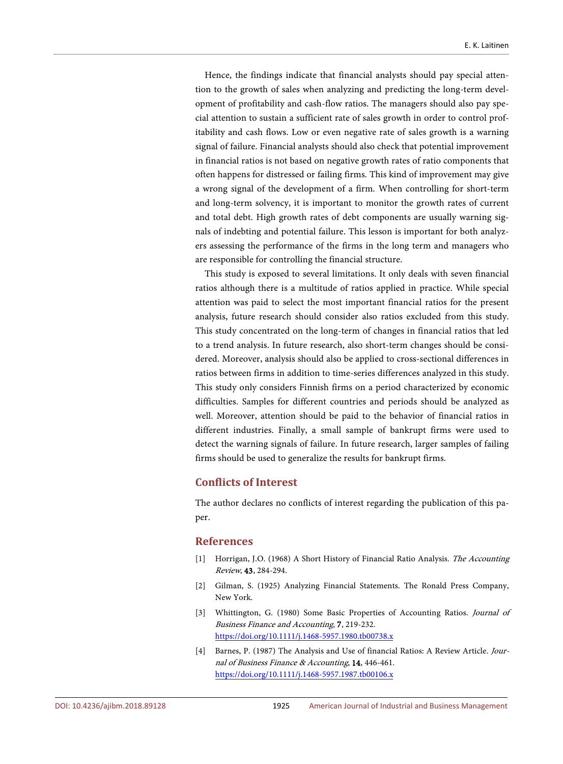Hence, the findings indicate that financial analysts should pay special attention to the growth of sales when analyzing and predicting the long-term development of profitability and cash-flow ratios. The managers should also pay special attention to sustain a sufficient rate of sales growth in order to control profitability and cash flows. Low or even negative rate of sales growth is a warning signal of failure. Financial analysts should also check that potential improvement in financial ratios is not based on negative growth rates of ratio components that often happens for distressed or failing firms. This kind of improvement may give a wrong signal of the development of a firm. When controlling for short-term and long-term solvency, it is important to monitor the growth rates of current and total debt. High growth rates of debt components are usually warning signals of indebting and potential failure. This lesson is important for both analyzers assessing the performance of the firms in the long term and managers who are responsible for controlling the financial structure.

This study is exposed to several limitations. It only deals with seven financial ratios although there is a multitude of ratios applied in practice. While special attention was paid to select the most important financial ratios for the present analysis, future research should consider also ratios excluded from this study. This study concentrated on the long-term of changes in financial ratios that led to a trend analysis. In future research, also short-term changes should be considered. Moreover, analysis should also be applied to cross-sectional differences in ratios between firms in addition to time-series differences analyzed in this study. This study only considers Finnish firms on a period characterized by economic difficulties. Samples for different countries and periods should be analyzed as well. Moreover, attention should be paid to the behavior of financial ratios in different industries. Finally, a small sample of bankrupt firms were used to detect the warning signals of failure. In future research, larger samples of failing firms should be used to generalize the results for bankrupt firms.

## Conflicts of Interest

The author declares no conflicts of interest regarding the publication of this paper.

## References

[1] Horrigan, J.O. (1968) A Short History of Financial Ratio Analysis. *The Accounting Review*, **43**, 284-294.

[2] Gilman, S. (1925) Analyzing Financial Statements. The Ronald Press Company, New York.

[3] Whittington, G. (1980) Some Basic Properties of Accounting Ratios. *Journal of Business Finance and Accounting*, **7**, 219-232. https://doi.org/10.1111/j.1468-5957.1980.tb00738.x

[4] Barnes, P. (1987) The Analysis and Use of financial Ratios: A Review Article. *Journal of Business Finance & Accounting*, **14**, 446-461. https://doi.org/10.1111/j.1468-5957.1987.tb00106.x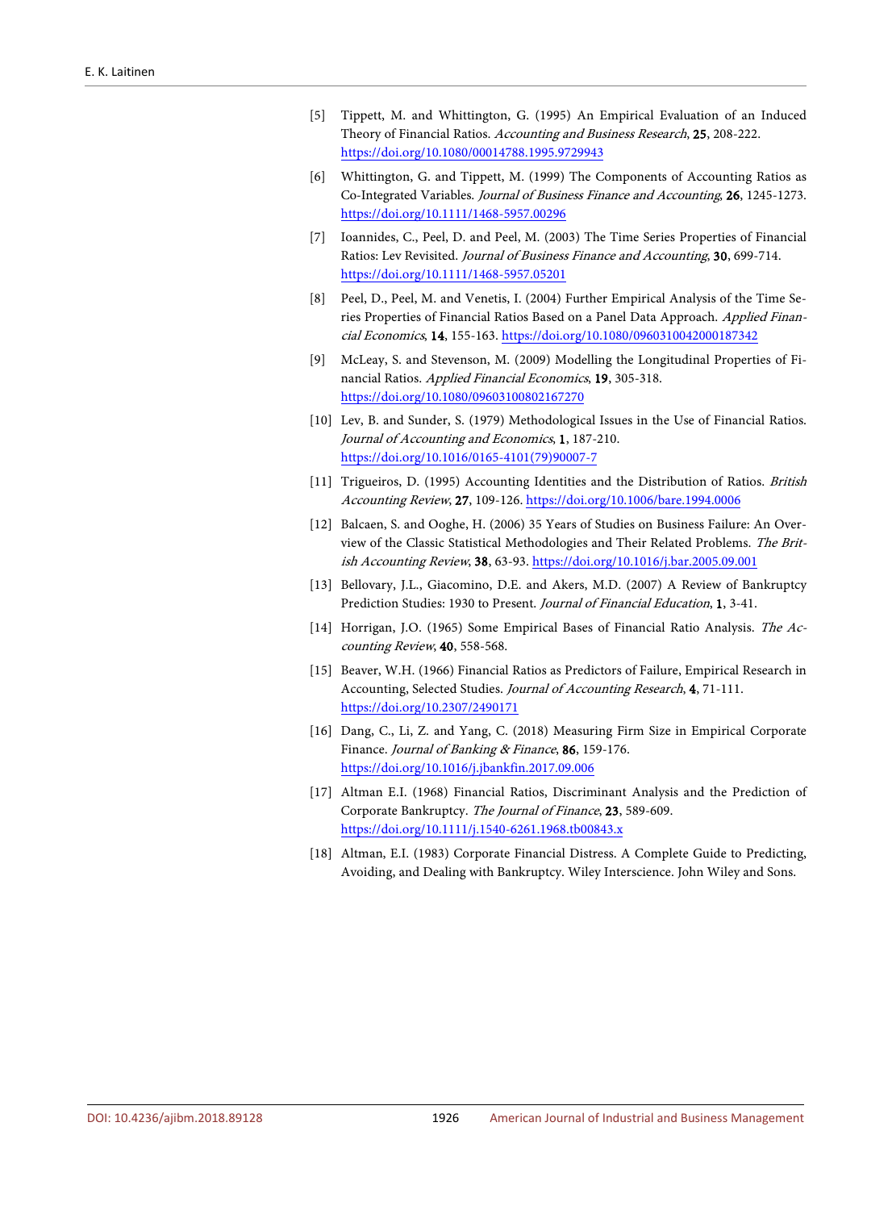[5] Tippett, M. and Whittington, G. (1995) An Empirical Evaluation of an Induced Theory of Financial Ratios. *Accounting and Business Research*, **25**, 208-222. https://doi.org/10.1080/00014788.1995.9729943

[6] Whittington, G. and Tippett, M. (1999) The Components of Accounting Ratios as Co-Integrated Variables. *Journal of Business Finance and Accounting*, **26**, 1245-1273. https://doi.org/10.1111/1468-5957.00296

[7] Ioannides, C., Peel, D. and Peel, M. (2003) The Time Series Properties of Financial Ratios: Lev Revisited. *Journal of Business Finance and Accounting*, **30**, 699-714. https://doi.org/10.1111/1468-5957.05201

[8] Peel, D., Peel, M. and Venetis, I. (2004) Further Empirical Analysis of the Time Series Properties of Financial Ratios Based on a Panel Data Approach. *Applied Financial Economics*, **14**, 155-163. https://doi.org/10.1080/0960310042000187342

[9] McLeay, S. and Stevenson, M. (2009) Modelling the Longitudinal Properties of Financial Ratios. *Applied Financial Economics*, **19**, 305-318. https://doi.org/10.1080/09603100802167270

[10] Lev, B. and Sunder, S. (1979) Methodological Issues in the Use of Financial Ratios. *Journal of Accounting and Economics*, **1**, 187-210. https://doi.org/10.1016/0165-4101(79)90007-7

[11] Trigueiros, D. (1995) Accounting Identities and the Distribution of Ratios. *British Accounting Review*, **27**, 109-126. https://doi.org/10.1006/bare.1994.0006

[12] Balcaen, S. and Ooghe, H. (2006) 35 Years of Studies on Business Failure: An Overview of the Classic Statistical Methodologies and Their Related Problems. *The British Accounting Review*, **38**, 63-93. https://doi.org/10.1016/j.bar.2005.09.001

[13] Bellovary, J.L., Giacomino, D.E. and Akers, M.D. (2007) A Review of Bankruptcy Prediction Studies: 1930 to Present. *Journal of Financial Education*, **1**, 3-41.

[14] Horrigan, J.O. (1965) Some Empirical Bases of Financial Ratio Analysis. *The Accounting Review*, **40**, 558-568.

[15] Beaver, W.H. (1966) Financial Ratios as Predictors of Failure, Empirical Research in Accounting, Selected Studies. *Journal of Accounting Research*, **4**, 71-111. https://doi.org/10.2307/2490171

[16] Dang, C., Li, Z. and Yang, C. (2018) Measuring Firm Size in Empirical Corporate Finance. *Journal of Banking & Finance*, **86**, 159-176. https://doi.org/10.1016/j.jbankfin.2017.09.006

[17] Altman E.I. (1968) Financial Ratios, Discriminant Analysis and the Prediction of Corporate Bankruptcy. *The Journal of Finance*, **23**, 589-609. https://doi.org/10.1111/j.1540-6261.1968.tb00843.x

[18] Altman, E.I. (1983) Corporate Financial Distress. A Complete Guide to Predicting, Avoiding, and Dealing with Bankruptcy. Wiley Interscience. John Wiley and Sons.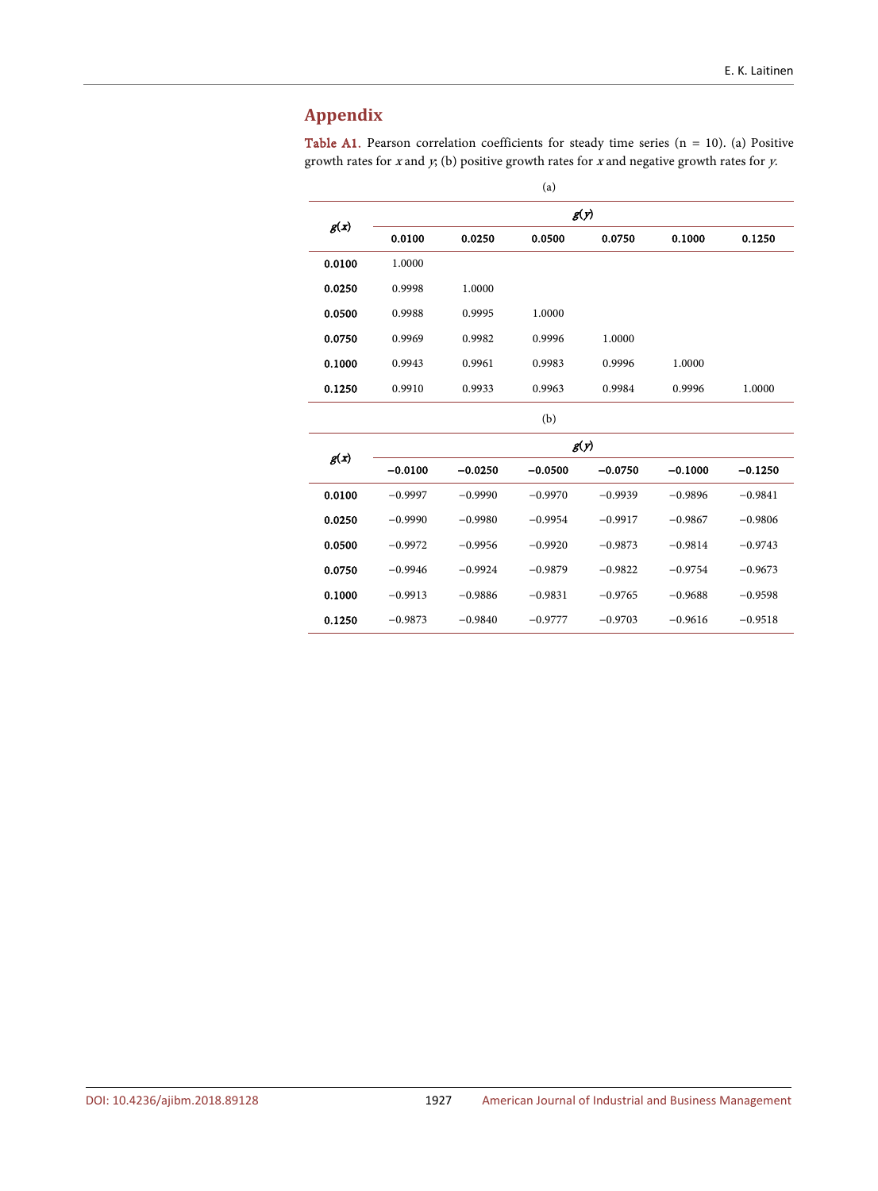## Appendix

**Table A1.** Pearson correlation coefficients for steady time series (n = 10). (a) Positive growth rates for *x* and *y*; (b) positive growth rates for *x* and negative growth rates for *y*.

(a)

| $g(x)$ | $g(y)$ | | | | | |
|---|---|---|---|---|---|---|
| | **0.0100** | **0.0250** | **0.0500** | **0.0750** | **0.1000** | **0.1250** |
| **0.0100** | 1.0000 | | | | | |
| **0.0250** | 0.9998 | 1.0000 | | | | |
| **0.0500** | 0.9988 | 0.9995 | 1.0000 | | | |
| **0.0750** | 0.9969 | 0.9982 | 0.9996 | 1.0000 | | |
| **0.1000** | 0.9943 | 0.9961 | 0.9983 | 0.9996 | 1.0000 | |
| **0.1250** | 0.9910 | 0.9933 | 0.9963 | 0.9984 | 0.9996 | 1.0000 |

(b)

| $g(x)$ | $g(y)$ | | | | | |
|---|---|---|---|---|---|---|
| | **−0.0100** | **−0.0250** | **−0.0500** | **−0.0750** | **−0.1000** | **−0.1250** |
| **0.0100** | −0.9997 | −0.9990 | −0.9970 | −0.9939 | −0.9896 | −0.9841 |
| **0.0250** | −0.9990 | −0.9980 | −0.9954 | −0.9917 | −0.9867 | −0.9806 |
| **0.0500** | −0.9972 | −0.9956 | −0.9920 | −0.9873 | −0.9814 | −0.9743 |
| **0.0750** | −0.9946 | −0.9924 | −0.9879 | −0.9822 | −0.9754 | −0.9673 |
| **0.1000** | −0.9913 | −0.9886 | −0.9831 | −0.9765 | −0.9688 | −0.9598 |
| **0.1250** | −0.9873 | −0.9840 | −0.9777 | −0.9703 | −0.9616 | −0.9518 |